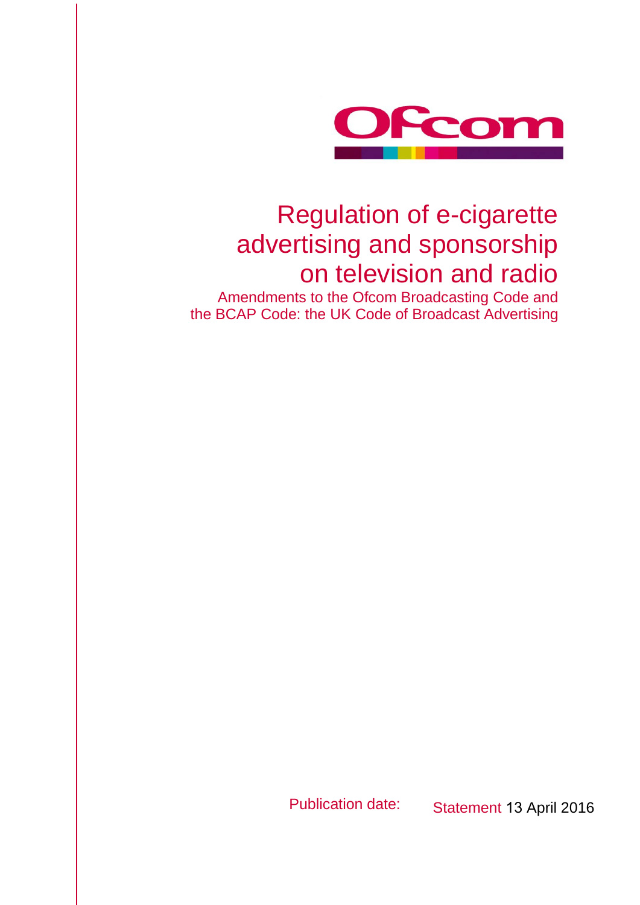Ofcom

# Regulation of e-cigarette advertising and sponsorship on television and radio

Amendments to the Ofcom Broadcasting Code and the BCAP Code: the UK Code of Broadcast Advertising

Publication date: Statement 13 April 2016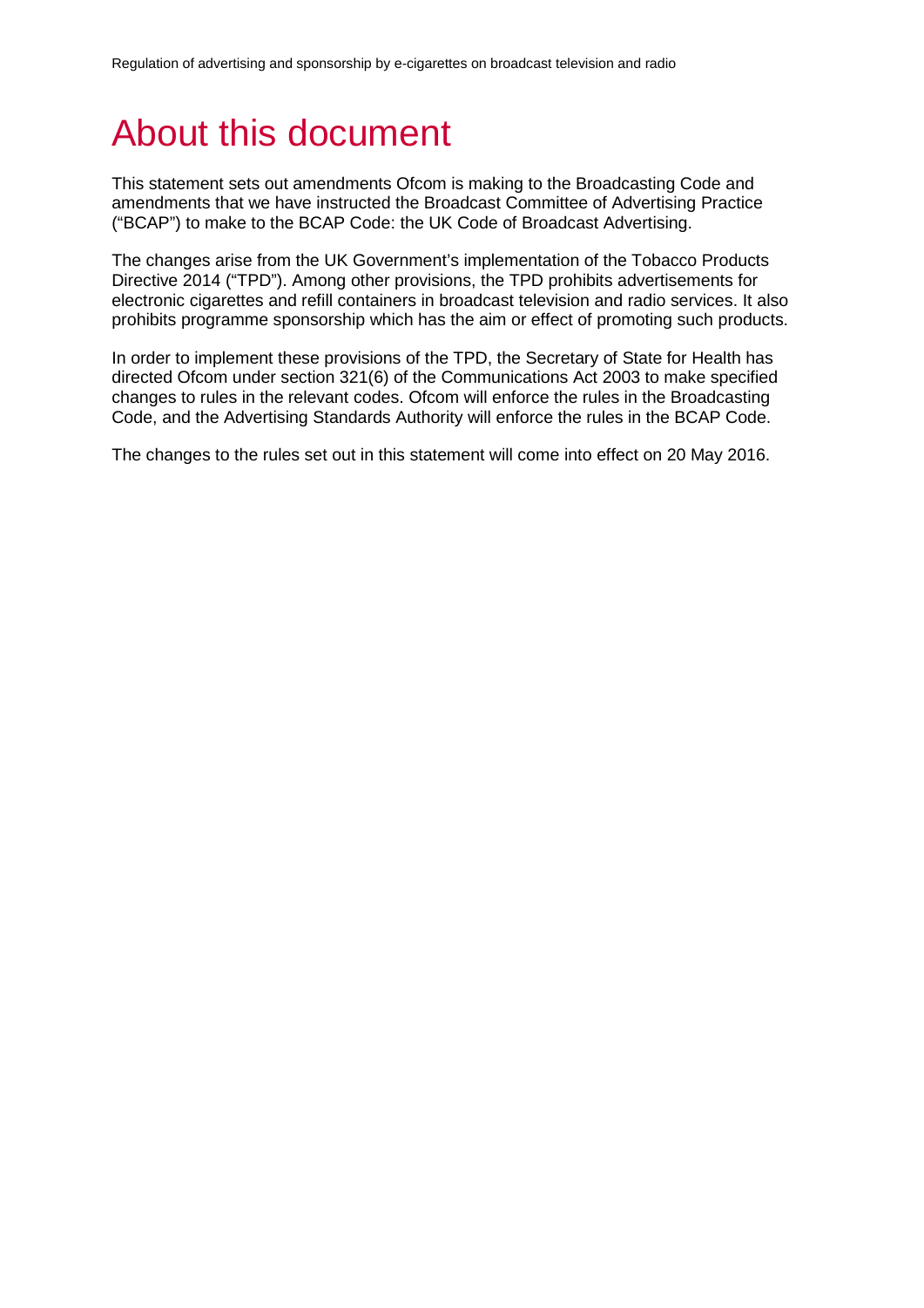# About this document

This statement sets out amendments Ofcom is making to the Broadcasting Code and amendments that we have instructed the Broadcast Committee of Advertising Practice ("BCAP") to make to the BCAP Code: the UK Code of Broadcast Advertising.

The changes arise from the UK Government's implementation of the Tobacco Products Directive 2014 ("TPD"). Among other provisions, the TPD prohibits advertisements for electronic cigarettes and refill containers in broadcast television and radio services. It also prohibits programme sponsorship which has the aim or effect of promoting such products.

In order to implement these provisions of the TPD, the Secretary of State for Health has directed Ofcom under section 321(6) of the Communications Act 2003 to make specified changes to rules in the relevant codes. Ofcom will enforce the rules in the Broadcasting Code, and the Advertising Standards Authority will enforce the rules in the BCAP Code.

The changes to the rules set out in this statement will come into effect on 20 May 2016.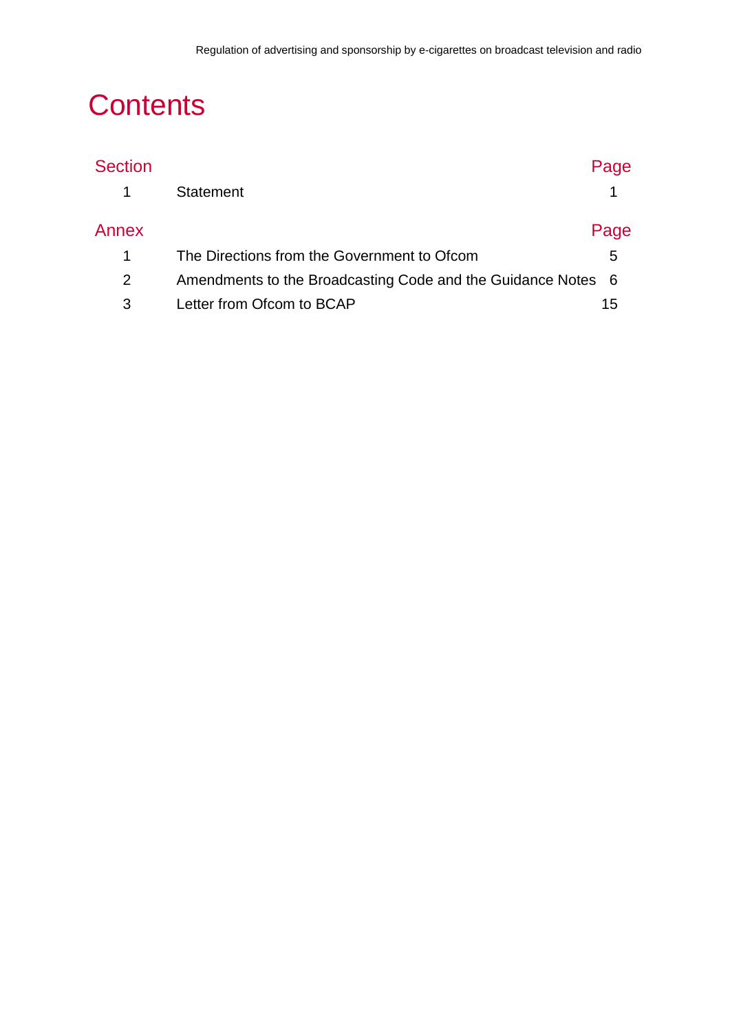# Contents

| Section | | Page |
|---|---|---|
| 1 | Statement | 1 |

| Annex | | Page |
|---|---|---|
| 1 | The Directions from the Government to Ofcom | 5 |
| 2 | Amendments to the Broadcasting Code and the Guidance Notes | 6 |
| 3 | Letter from Ofcom to BCAP | 15 |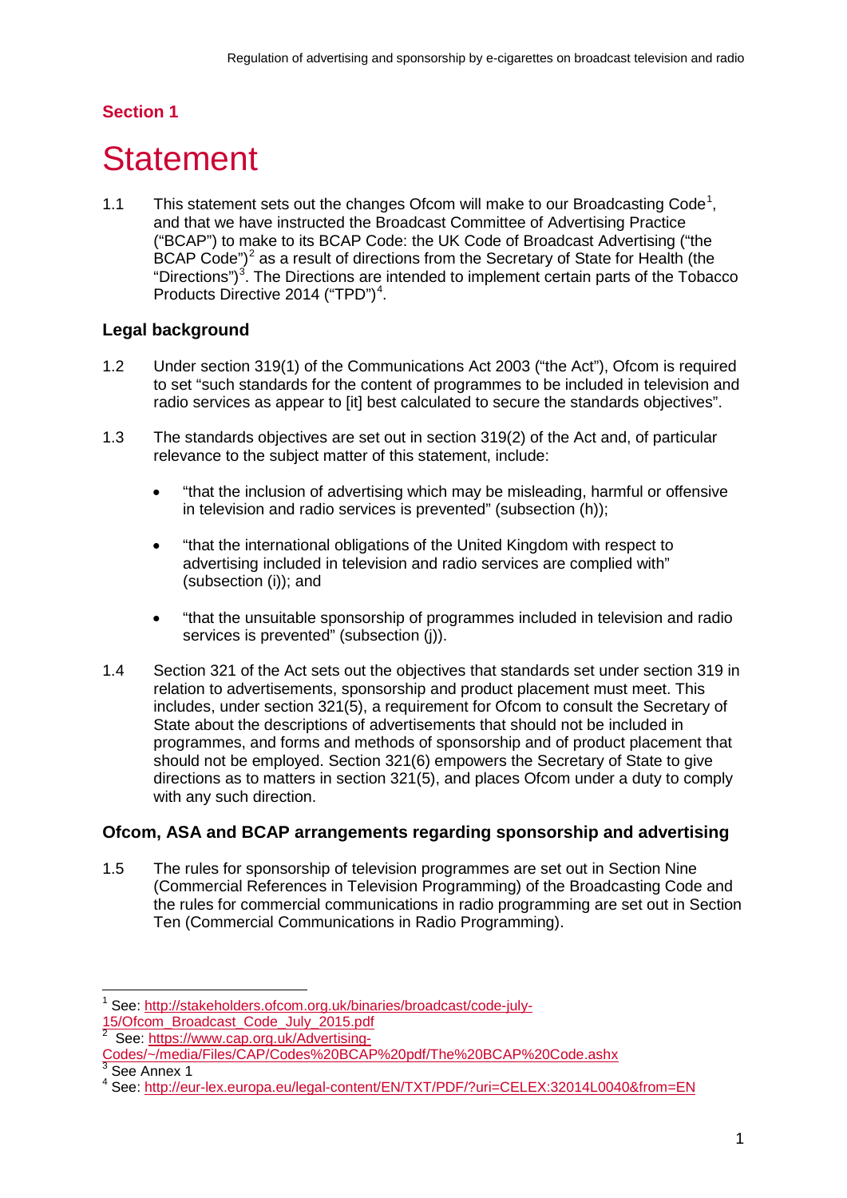## Section 1

# Statement

1.1 This statement sets out the changes Ofcom will make to our Broadcasting Code[1], and that we have instructed the Broadcast Committee of Advertising Practice ("BCAP") to make to its BCAP Code: the UK Code of Broadcast Advertising ("the BCAP Code")[2] as a result of directions from the Secretary of State for Health (the "Directions")[3]. The Directions are intended to implement certain parts of the Tobacco Products Directive 2014 ("TPD")[4].

### Legal background

1.2 Under section 319(1) of the Communications Act 2003 ("the Act"), Ofcom is required to set "such standards for the content of programmes to be included in television and radio services as appear to [it] best calculated to secure the standards objectives".

1.3 The standards objectives are set out in section 319(2) of the Act and, of particular relevance to the subject matter of this statement, include:

- "that the inclusion of advertising which may be misleading, harmful or offensive in television and radio services is prevented" (subsection (h));
- "that the international obligations of the United Kingdom with respect to advertising included in television and radio services are complied with" (subsection (i)); and
- "that the unsuitable sponsorship of programmes included in television and radio services is prevented" (subsection (j)).

1.4 Section 321 of the Act sets out the objectives that standards set under section 319 in relation to advertisements, sponsorship and product placement must meet. This includes, under section 321(5), a requirement for Ofcom to consult the Secretary of State about the descriptions of advertisements that should not be included in programmes, and forms and methods of sponsorship and of product placement that should not be employed. Section 321(6) empowers the Secretary of State to give directions as to matters in section 321(5), and places Ofcom under a duty to comply with any such direction.

### Ofcom, ASA and BCAP arrangements regarding sponsorship and advertising

1.5 The rules for sponsorship of television programmes are set out in Section Nine (Commercial References in Television Programming) of the Broadcasting Code and the rules for commercial communications in radio programming are set out in Section Ten (Commercial Communications in Radio Programming).

---

[1] See: http://stakeholders.ofcom.org.uk/binaries/broadcast/code-july-15/Ofcom_Broadcast_Code_July_2015.pdf

[2] See: https://www.cap.org.uk/Advertising-Codes/~/media/Files/CAP/Codes%20BCAP%20pdf/The%20BCAP%20Code.ashx

[3] See Annex 1

[4] See: http://eur-lex.europa.eu/legal-content/EN/TXT/PDF/?uri=CELEX:32014L0040&from=EN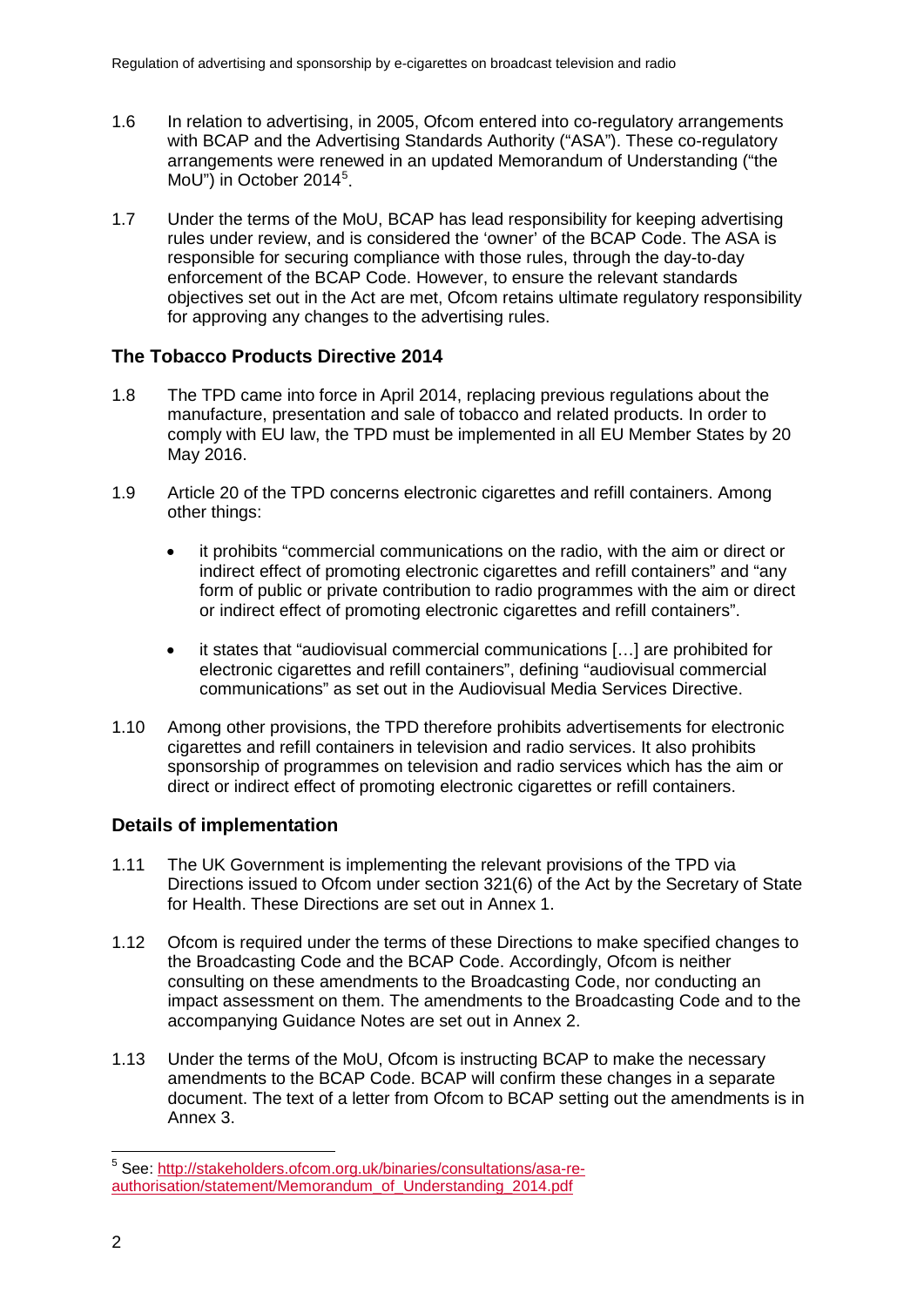1.6 In relation to advertising, in 2005, Ofcom entered into co-regulatory arrangements with BCAP and the Advertising Standards Authority ("ASA"). These co-regulatory arrangements were renewed in an updated Memorandum of Understanding ("the MoU") in October 2014[5].

1.7 Under the terms of the MoU, BCAP has lead responsibility for keeping advertising rules under review, and is considered the 'owner' of the BCAP Code. The ASA is responsible for securing compliance with those rules, through the day-to-day enforcement of the BCAP Code. However, to ensure the relevant standards objectives set out in the Act are met, Ofcom retains ultimate regulatory responsibility for approving any changes to the advertising rules.

### The Tobacco Products Directive 2014

1.8 The TPD came into force in April 2014, replacing previous regulations about the manufacture, presentation and sale of tobacco and related products. In order to comply with EU law, the TPD must be implemented in all EU Member States by 20 May 2016.

1.9 Article 20 of the TPD concerns electronic cigarettes and refill containers. Among other things:

- it prohibits "commercial communications on the radio, with the aim or direct or indirect effect of promoting electronic cigarettes and refill containers" and "any form of public or private contribution to radio programmes with the aim or direct or indirect effect of promoting electronic cigarettes and refill containers".
- it states that "audiovisual commercial communications […] are prohibited for electronic cigarettes and refill containers", defining "audiovisual commercial communications" as set out in the Audiovisual Media Services Directive.

1.10 Among other provisions, the TPD therefore prohibits advertisements for electronic cigarettes and refill containers in television and radio services. It also prohibits sponsorship of programmes on television and radio services which has the aim or direct or indirect effect of promoting electronic cigarettes or refill containers.

### Details of implementation

1.11 The UK Government is implementing the relevant provisions of the TPD via Directions issued to Ofcom under section 321(6) of the Act by the Secretary of State for Health. These Directions are set out in Annex 1.

1.12 Ofcom is required under the terms of these Directions to make specified changes to the Broadcasting Code and the BCAP Code. Accordingly, Ofcom is neither consulting on these amendments to the Broadcasting Code, nor conducting an impact assessment on them. The amendments to the Broadcasting Code and to the accompanying Guidance Notes are set out in Annex 2.

1.13 Under the terms of the MoU, Ofcom is instructing BCAP to make the necessary amendments to the BCAP Code. BCAP will confirm these changes in a separate document. The text of a letter from Ofcom to BCAP setting out the amendments is in Annex 3.

---

[5] See: http://stakeholders.ofcom.org.uk/binaries/consultations/asa-re-authorisation/statement/Memorandum_of_Understanding_2014.pdf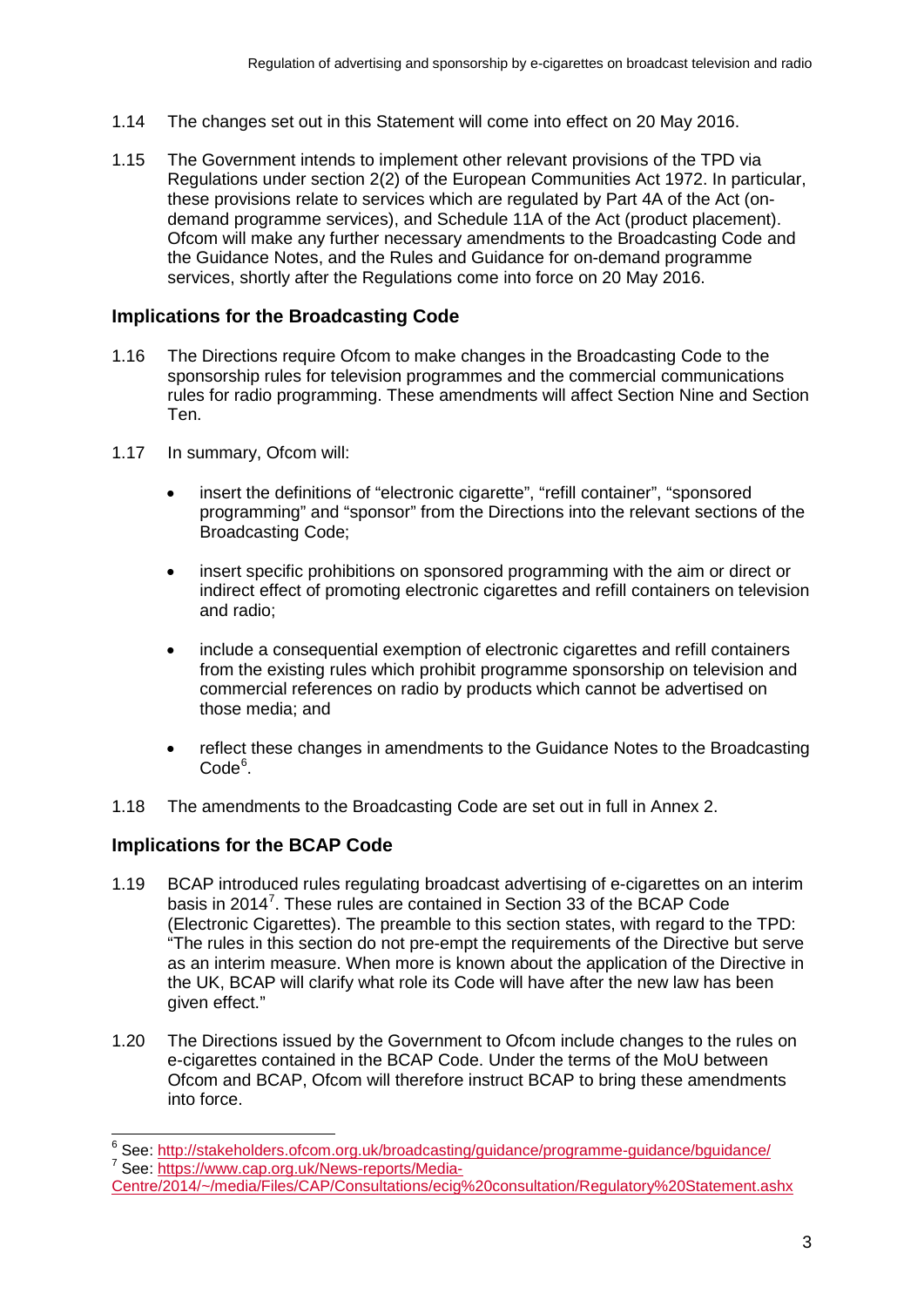1.14 The changes set out in this Statement will come into effect on 20 May 2016.

1.15 The Government intends to implement other relevant provisions of the TPD via Regulations under section 2(2) of the European Communities Act 1972. In particular, these provisions relate to services which are regulated by Part 4A of the Act (on-demand programme services), and Schedule 11A of the Act (product placement). Ofcom will make any further necessary amendments to the Broadcasting Code and the Guidance Notes, and the Rules and Guidance for on-demand programme services, shortly after the Regulations come into force on 20 May 2016.

## Implications for the Broadcasting Code

1.16 The Directions require Ofcom to make changes in the Broadcasting Code to the sponsorship rules for television programmes and the commercial communications rules for radio programming. These amendments will affect Section Nine and Section Ten.

1.17 In summary, Ofcom will:

- insert the definitions of "electronic cigarette", "refill container", "sponsored programming" and "sponsor" from the Directions into the relevant sections of the Broadcasting Code;
- insert specific prohibitions on sponsored programming with the aim or direct or indirect effect of promoting electronic cigarettes and refill containers on television and radio;
- include a consequential exemption of electronic cigarettes and refill containers from the existing rules which prohibit programme sponsorship on television and commercial references on radio by products which cannot be advertised on those media; and
- reflect these changes in amendments to the Guidance Notes to the Broadcasting Code[6].

1.18 The amendments to the Broadcasting Code are set out in full in Annex 2.

## Implications for the BCAP Code

1.19 BCAP introduced rules regulating broadcast advertising of e-cigarettes on an interim basis in 2014[7]. These rules are contained in Section 33 of the BCAP Code (Electronic Cigarettes). The preamble to this section states, with regard to the TPD: "The rules in this section do not pre-empt the requirements of the Directive but serve as an interim measure. When more is known about the application of the Directive in the UK, BCAP will clarify what role its Code will have after the new law has been given effect."

1.20 The Directions issued by the Government to Ofcom include changes to the rules on e-cigarettes contained in the BCAP Code. Under the terms of the MoU between Ofcom and BCAP, Ofcom will therefore instruct BCAP to bring these amendments into force.

[6] See: http://stakeholders.ofcom.org.uk/broadcasting/guidance/programme-guidance/bguidance/

[7] See: https://www.cap.org.uk/News-reports/Media-Centre/2014/~/media/Files/CAP/Consultations/ecig%20consultation/Regulatory%20Statement.ashx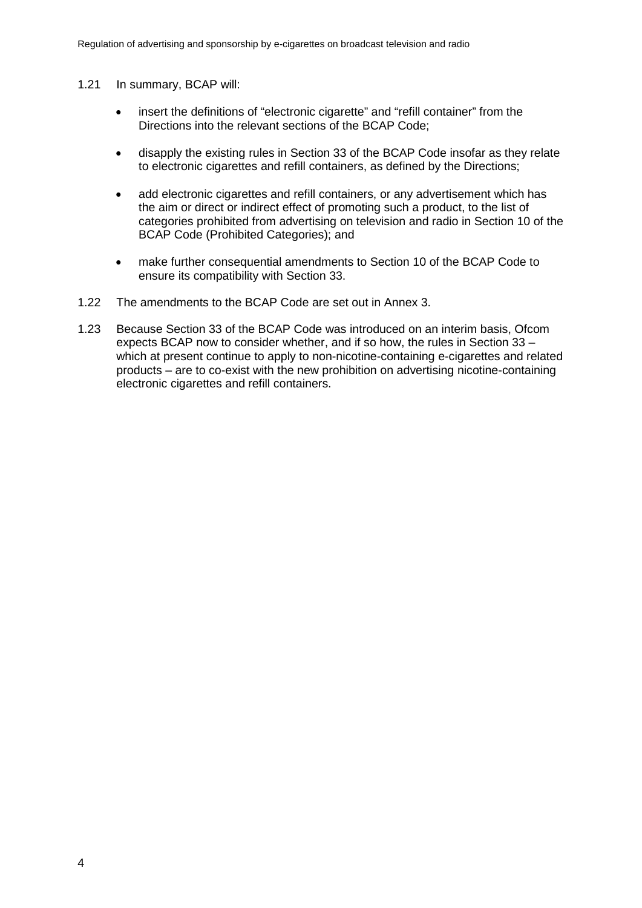1.21 In summary, BCAP will:

- insert the definitions of “electronic cigarette” and “refill container” from the Directions into the relevant sections of the BCAP Code;
- disapply the existing rules in Section 33 of the BCAP Code insofar as they relate to electronic cigarettes and refill containers, as defined by the Directions;
- add electronic cigarettes and refill containers, or any advertisement which has the aim or direct or indirect effect of promoting such a product, to the list of categories prohibited from advertising on television and radio in Section 10 of the BCAP Code (Prohibited Categories); and
- make further consequential amendments to Section 10 of the BCAP Code to ensure its compatibility with Section 33.

1.22 The amendments to the BCAP Code are set out in Annex 3.

1.23 Because Section 33 of the BCAP Code was introduced on an interim basis, Ofcom expects BCAP now to consider whether, and if so how, the rules in Section 33 – which at present continue to apply to non-nicotine-containing e-cigarettes and related products – are to co-exist with the new prohibition on advertising nicotine-containing electronic cigarettes and refill containers.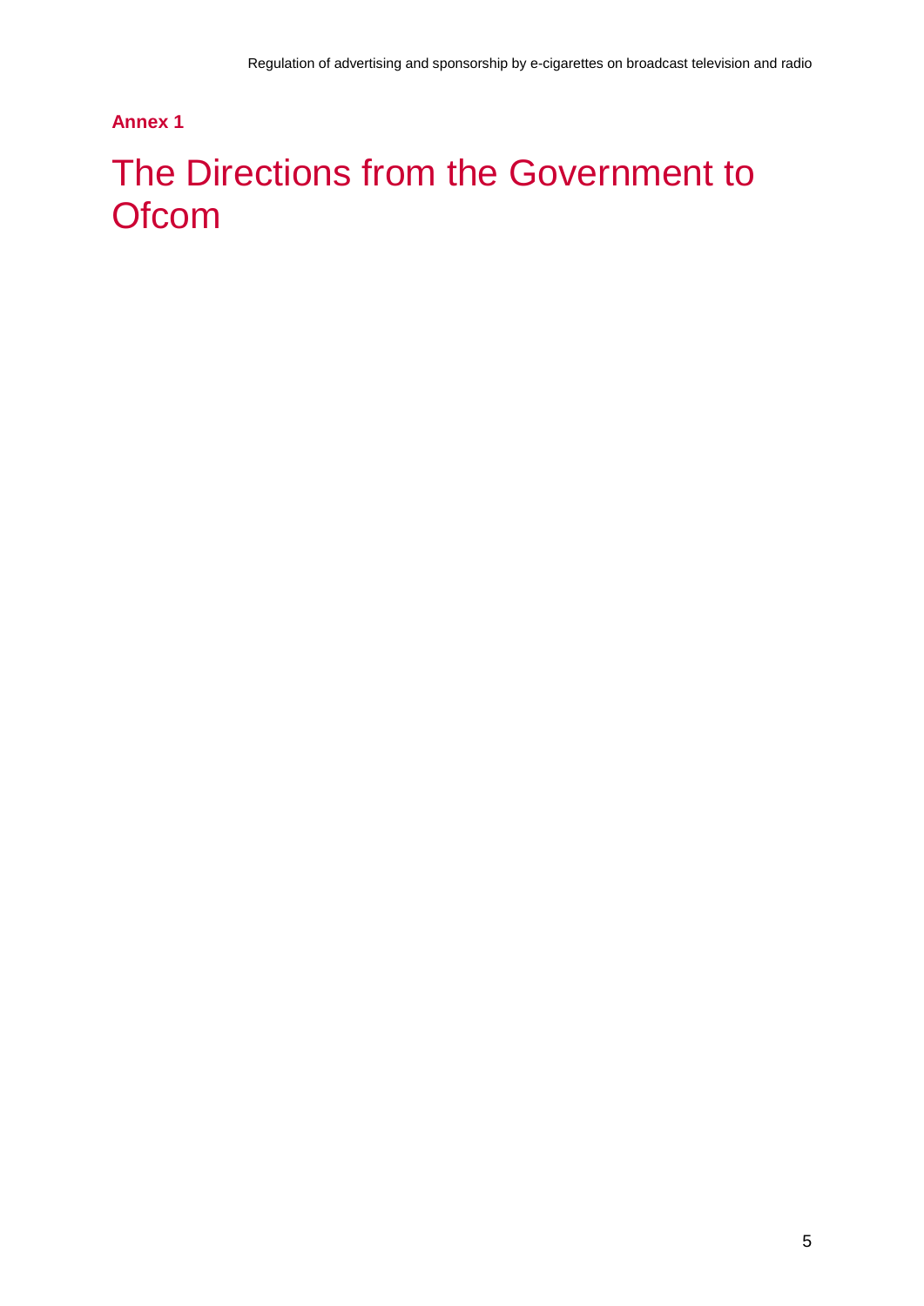**Annex 1**

# The Directions from the Government to Ofcom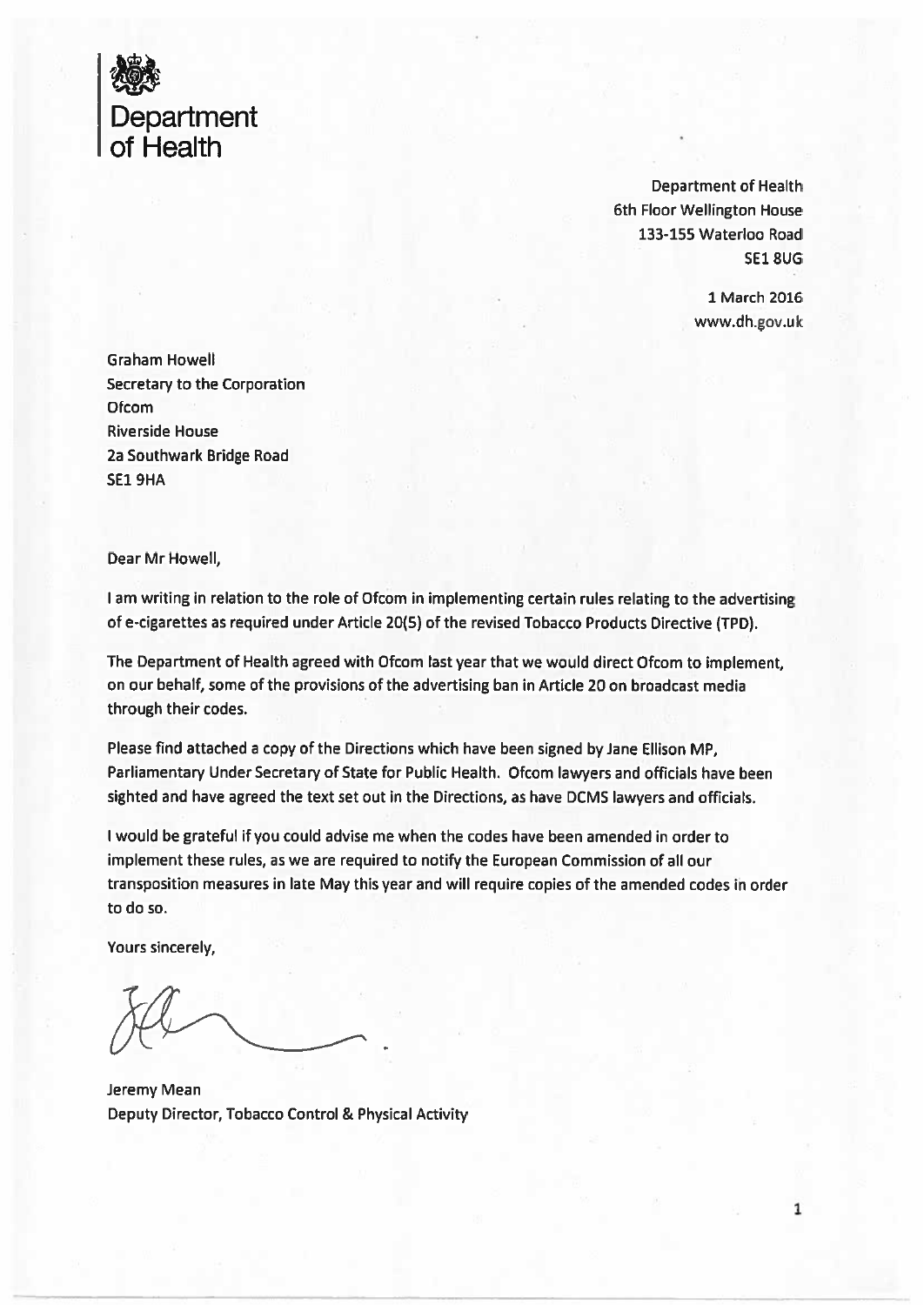Department of Health

Department of Health
6th Floor Wellington House
133-155 Waterloo Road
SE1 8UG

1 March 2016
www.dh.gov.uk

Graham Howell
Secretary to the Corporation
Ofcom
Riverside House
2a Southwark Bridge Road
SE1 9HA

Dear Mr Howell,

I am writing in relation to the role of Ofcom in implementing certain rules relating to the advertising of e-cigarettes as required under Article 20(5) of the revised Tobacco Products Directive (TPD).

The Department of Health agreed with Ofcom last year that we would direct Ofcom to implement, on our behalf, some of the provisions of the advertising ban in Article 20 on broadcast media through their codes.

Please find attached a copy of the Directions which have been signed by Jane Ellison MP, Parliamentary Under Secretary of State for Public Health. Ofcom lawyers and officials have been sighted and have agreed the text set out in the Directions, as have DCMS lawyers and officials.

I would be grateful if you could advise me when the codes have been amended in order to implement these rules, as we are required to notify the European Commission of all our transposition measures in late May this year and will require copies of the amended codes in order to do so.

Yours sincerely,

Jeremy Mean
Deputy Director, Tobacco Control & Physical Activity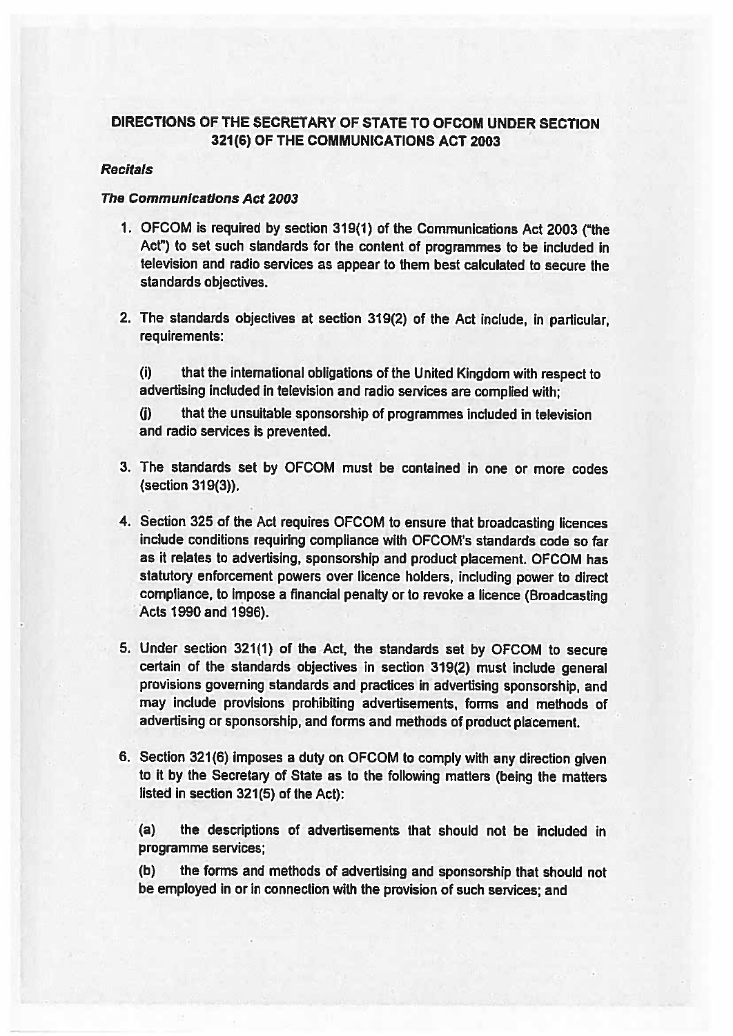# DIRECTIONS OF THE SECRETARY OF STATE TO OFCOM UNDER SECTION 321(6) OF THE COMMUNICATIONS ACT 2003

***Recitals***

***The Communications Act 2003***

1. OFCOM is required by section 319(1) of the Communications Act 2003 ("the Act") to set such standards for the content of programmes to be included in television and radio services as appear to them best calculated to secure the standards objectives.

2. The standards objectives at section 319(2) of the Act include, in particular, requirements:

   (i) that the international obligations of the United Kingdom with respect to advertising included in television and radio services are complied with;

   (j) that the unsuitable sponsorship of programmes included in television and radio services is prevented.

3. The standards set by OFCOM must be contained in one or more codes (section 319(3)).

4. Section 325 of the Act requires OFCOM to ensure that broadcasting licences include conditions requiring compliance with OFCOM's standards code so far as it relates to advertising, sponsorship and product placement. OFCOM has statutory enforcement powers over licence holders, including power to direct compliance, to impose a financial penalty or to revoke a licence (Broadcasting Acts 1990 and 1996).

5. Under section 321(1) of the Act, the standards set by OFCOM to secure certain of the standards objectives in section 319(2) must include general provisions governing standards and practices in advertising sponsorship, and may include provisions prohibiting advertisements, forms and methods of advertising or sponsorship, and forms and methods of product placement.

6. Section 321(6) imposes a duty on OFCOM to comply with any direction given to it by the Secretary of State as to the following matters (being the matters listed in section 321(5) of the Act):

   (a) the descriptions of advertisements that should not be included in programme services;

   (b) the forms and methods of advertising and sponsorship that should not be employed in or in connection with the provision of such services; and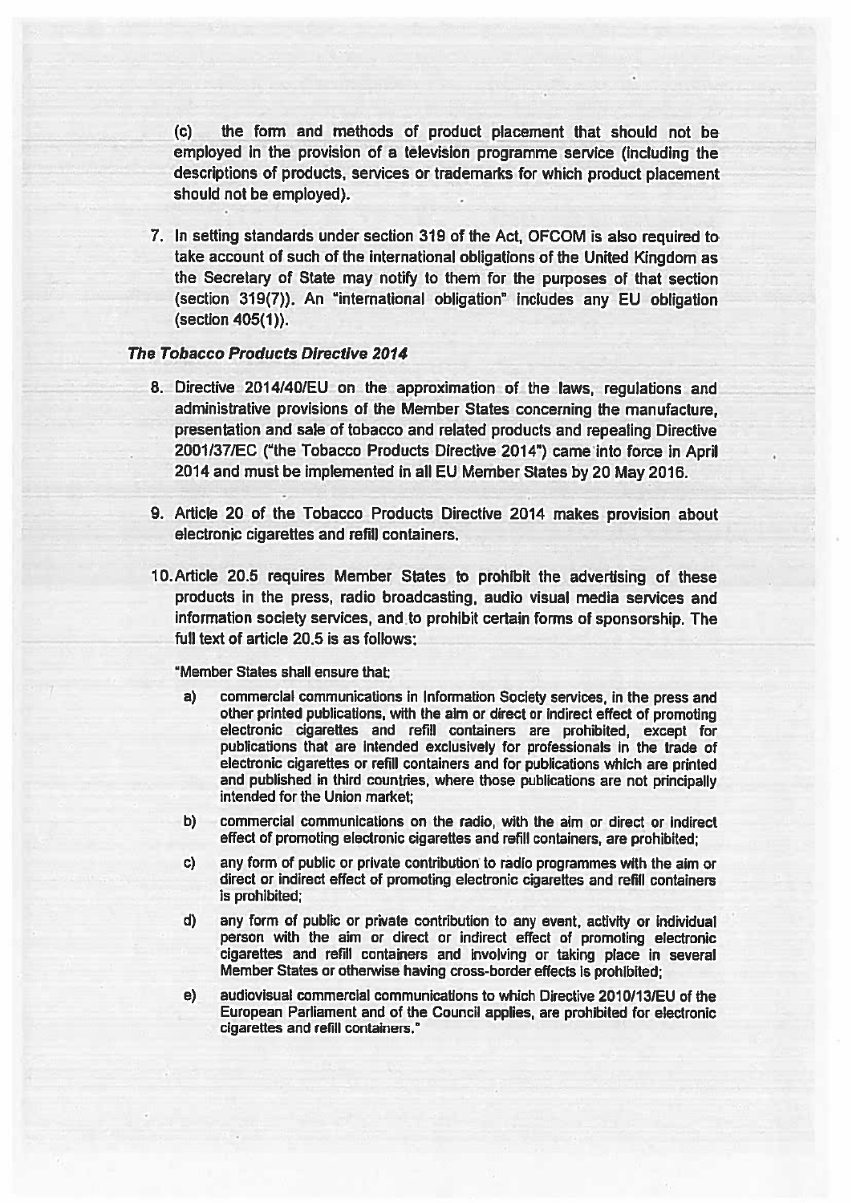(c) the form and methods of product placement that should not be employed in the provision of a television programme service (including the descriptions of products, services or trademarks for which product placement should not be employed).

7. In setting standards under section 319 of the Act, OFCOM is also required to take account of such of the international obligations of the United Kingdom as the Secretary of State may notify to them for the purposes of that section (section 319(7)). An "international obligation" includes any EU obligation (section 405(1)).

***The Tobacco Products Directive 2014***

8. Directive 2014/40/EU on the approximation of the laws, regulations and administrative provisions of the Member States concerning the manufacture, presentation and sale of tobacco and related products and repealing Directive 2001/37/EC ("the Tobacco Products Directive 2014") came into force in April 2014 and must be implemented in all EU Member States by 20 May 2016.

9. Article 20 of the Tobacco Products Directive 2014 makes provision about electronic cigarettes and refill containers.

10. Article 20.5 requires Member States to prohibit the advertising of these products in the press, radio broadcasting, audio visual media services and information society services, and to prohibit certain forms of sponsorship. The full text of article 20.5 is as follows:

"Member States shall ensure that:

a) commercial communications in Information Society services, in the press and other printed publications, with the aim or direct or indirect effect of promoting electronic cigarettes and refill containers are prohibited, except for publications that are intended exclusively for professionals in the trade of electronic cigarettes or refill containers and for publications which are printed and published in third countries, where those publications are not principally intended for the Union market;

b) commercial communications on the radio, with the aim or direct or indirect effect of promoting electronic cigarettes and refill containers, are prohibited;

c) any form of public or private contribution to radio programmes with the aim or direct or indirect effect of promoting electronic cigarettes and refill containers is prohibited;

d) any form of public or private contribution to any event, activity or individual person with the aim or direct or indirect effect of promoting electronic cigarettes and refill containers and involving or taking place in several Member States or otherwise having cross-border effects is prohibited;

e) audiovisual commercial communications to which Directive 2010/13/EU of the European Parliament and of the Council applies, are prohibited for electronic cigarettes and refill containers."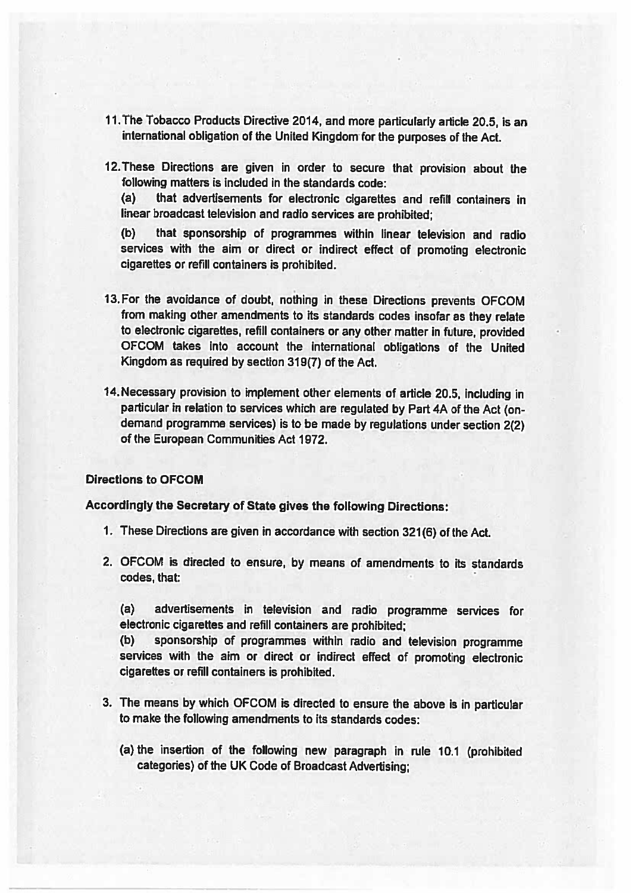11. The Tobacco Products Directive 2014, and more particularly article 20.5, is an international obligation of the United Kingdom for the purposes of the Act.

12. These Directions are given in order to secure that provision about the following matters is included in the standards code:

    (a) that advertisements for electronic cigarettes and refill containers in linear broadcast television and radio services are prohibited;

    (b) that sponsorship of programmes within linear television and radio services with the aim or direct or indirect effect of promoting electronic cigarettes or refill containers is prohibited.

13. For the avoidance of doubt, nothing in these Directions prevents OFCOM from making other amendments to its standards codes insofar as they relate to electronic cigarettes, refill containers or any other matter in future, provided OFCOM takes into account the international obligations of the United Kingdom as required by section 319(7) of the Act.

14. Necessary provision to implement other elements of article 20.5, including in particular in relation to services which are regulated by Part 4A of the Act (on-demand programme services) is to be made by regulations under section 2(2) of the European Communities Act 1972.

**Directions to OFCOM**

**Accordingly the Secretary of State gives the following Directions:**

1. These Directions are given in accordance with section 321(6) of the Act.

2. OFCOM is directed to ensure, by means of amendments to its standards codes, that:

   (a) advertisements in television and radio programme services for electronic cigarettes and refill containers are prohibited;

   (b) sponsorship of programmes within radio and television programme services with the aim or direct or indirect effect of promoting electronic cigarettes or refill containers is prohibited.

3. The means by which OFCOM is directed to ensure the above is in particular to make the following amendments to its standards codes:

   (a) the insertion of the following new paragraph in rule 10.1 (prohibited categories) of the UK Code of Broadcast Advertising;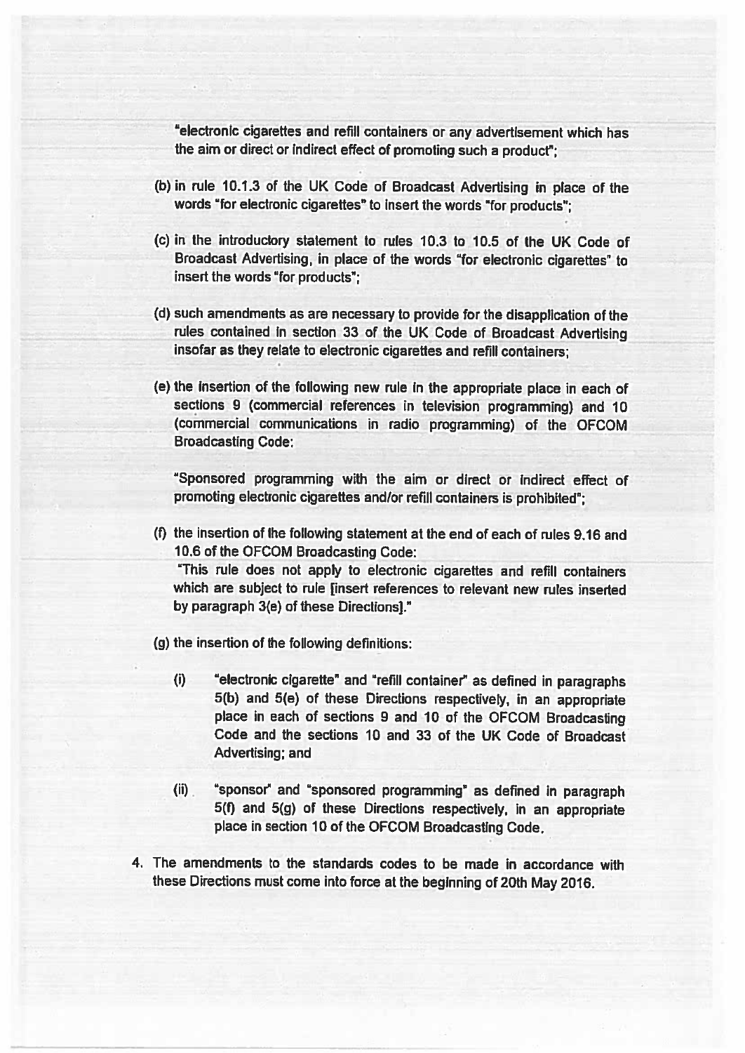"electronic cigarettes and refill containers or any advertisement which has the aim or direct or indirect effect of promoting such a product";

(b) in rule 10.1.3 of the UK Code of Broadcast Advertising in place of the words "for electronic cigarettes" to insert the words "for products";

(c) in the introductory statement to rules 10.3 to 10.5 of the UK Code of Broadcast Advertising, in place of the words "for electronic cigarettes" to insert the words "for products";

(d) such amendments as are necessary to provide for the disapplication of the rules contained in section 33 of the UK Code of Broadcast Advertising insofar as they relate to electronic cigarettes and refill containers;

(e) the insertion of the following new rule in the appropriate place in each of sections 9 (commercial references in television programming) and 10 (commercial communications in radio programming) of the OFCOM Broadcasting Code:

"Sponsored programming with the aim or direct or indirect effect of promoting electronic cigarettes and/or refill containers is prohibited";

(f) the insertion of the following statement at the end of each of rules 9.16 and 10.6 of the OFCOM Broadcasting Code:
"This rule does not apply to electronic cigarettes and refill containers which are subject to rule [insert references to relevant new rules inserted by paragraph 3(e) of these Directions]."

(g) the insertion of the following definitions:

(i) "electronic cigarette" and "refill container" as defined in paragraphs 5(b) and 5(e) of these Directions respectively, in an appropriate place in each of sections 9 and 10 of the OFCOM Broadcasting Code and the sections 10 and 33 of the UK Code of Broadcast Advertising; and

(ii) "sponsor" and "sponsored programming" as defined in paragraph 5(f) and 5(g) of these Directions respectively, in an appropriate place in section 10 of the OFCOM Broadcasting Code.

4. The amendments to the standards codes to be made in accordance with these Directions must come into force at the beginning of 20th May 2016.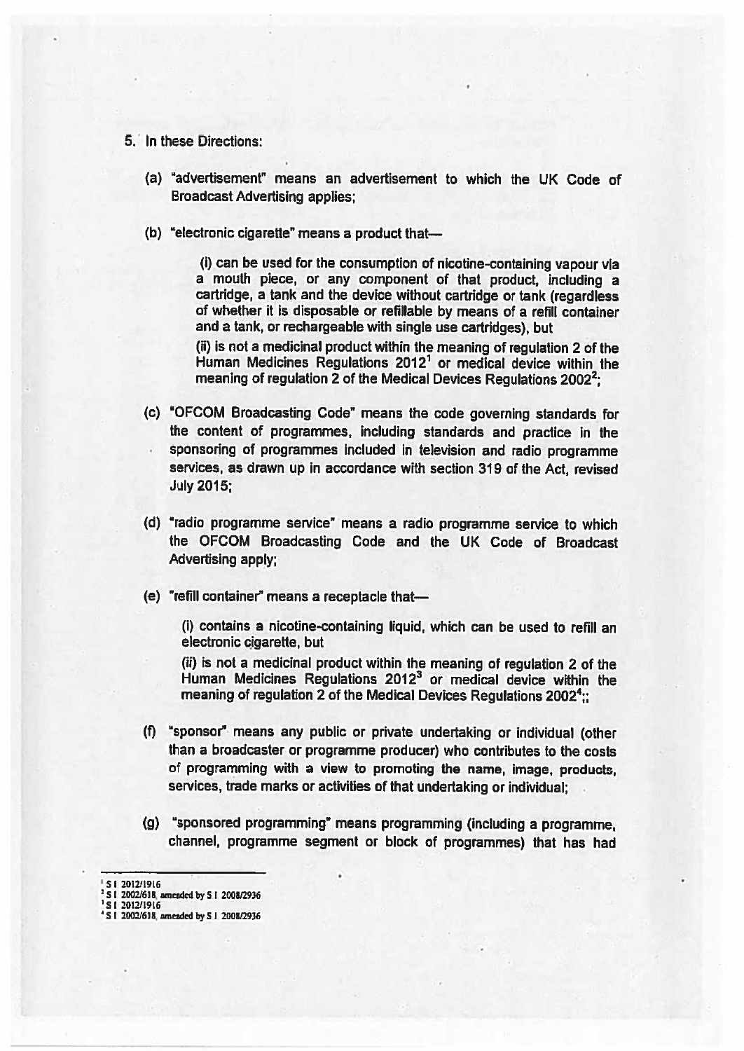5. In these Directions:

   (a) "advertisement" means an advertisement to which the UK Code of Broadcast Advertising applies;

   (b) "electronic cigarette" means a product that—

      (i) can be used for the consumption of nicotine-containing vapour via a mouth piece, or any component of that product, including a cartridge, a tank and the device without cartridge or tank (regardless of whether it is disposable or refillable by means of a refill container and a tank, or rechargeable with single use cartridges), but

      (ii) is not a medicinal product within the meaning of regulation 2 of the Human Medicines Regulations 2012[1] or medical device within the meaning of regulation 2 of the Medical Devices Regulations 2002[2];

   (c) "OFCOM Broadcasting Code" means the code governing standards for the content of programmes, including standards and practice in the sponsoring of programmes included in television and radio programme services, as drawn up in accordance with section 319 of the Act, revised July 2015;

   (d) "radio programme service" means a radio programme service to which the OFCOM Broadcasting Code and the UK Code of Broadcast Advertising apply;

   (e) "refill container" means a receptacle that—

      (i) contains a nicotine-containing liquid, which can be used to refill an electronic cigarette, but

      (ii) is not a medicinal product within the meaning of regulation 2 of the Human Medicines Regulations 2012[3] or medical device within the meaning of regulation 2 of the Medical Devices Regulations 2002[4];;

   (f) "sponsor" means any public or private undertaking or individual (other than a broadcaster or programme producer) who contributes to the costs of programming with a view to promoting the name, image, products, services, trade marks or activities of that undertaking or individual;

   (g) "sponsored programming" means programming (including a programme, channel, programme segment or block of programmes) that has had

---

[1] S I 2012/1916

[2] S I 2002/618, amended by S I 2008/2936

[3] S I 2012/1916

[4] S I 2002/618, amended by S I 2008/2936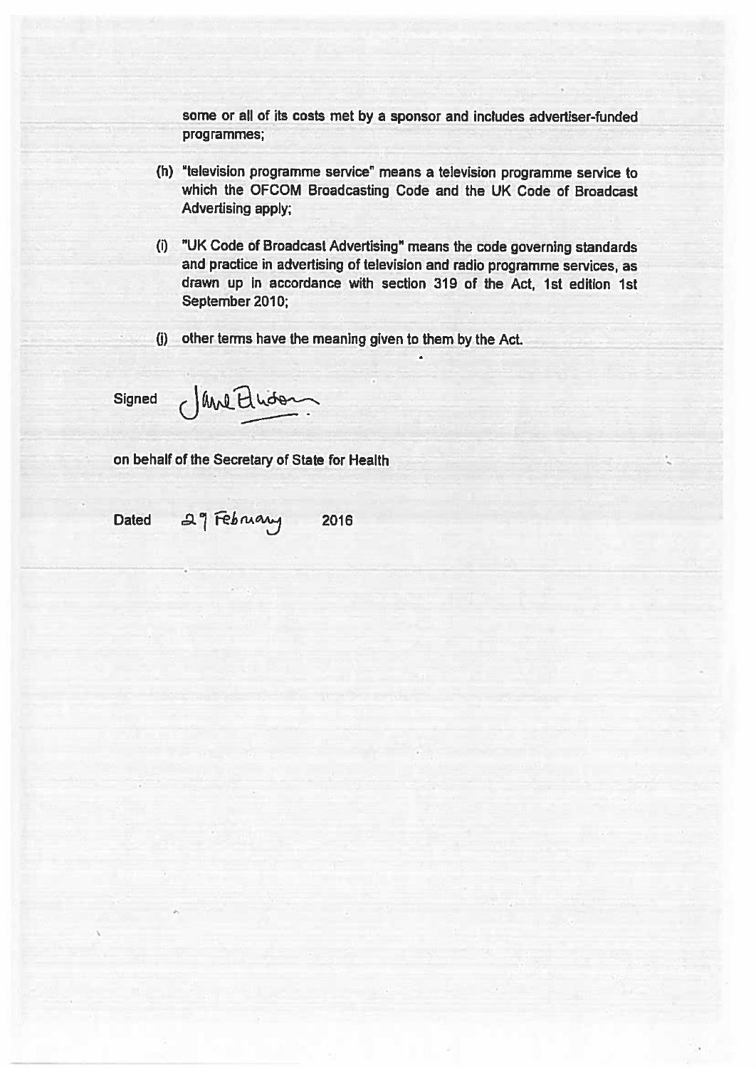some or all of its costs met by a sponsor and includes advertiser-funded programmes;

(h) "television programme service" means a television programme service to which the OFCOM Broadcasting Code and the UK Code of Broadcast Advertising apply;

(i) "UK Code of Broadcast Advertising" means the code governing standards and practice in advertising of television and radio programme services, as drawn up in accordance with section 319 of the Act, 1st edition 1st September 2010;

(j) other terms have the meaning given to them by the Act.

Signed Jane Ellison

on behalf of the Secretary of State for Health

Dated 29 February 2016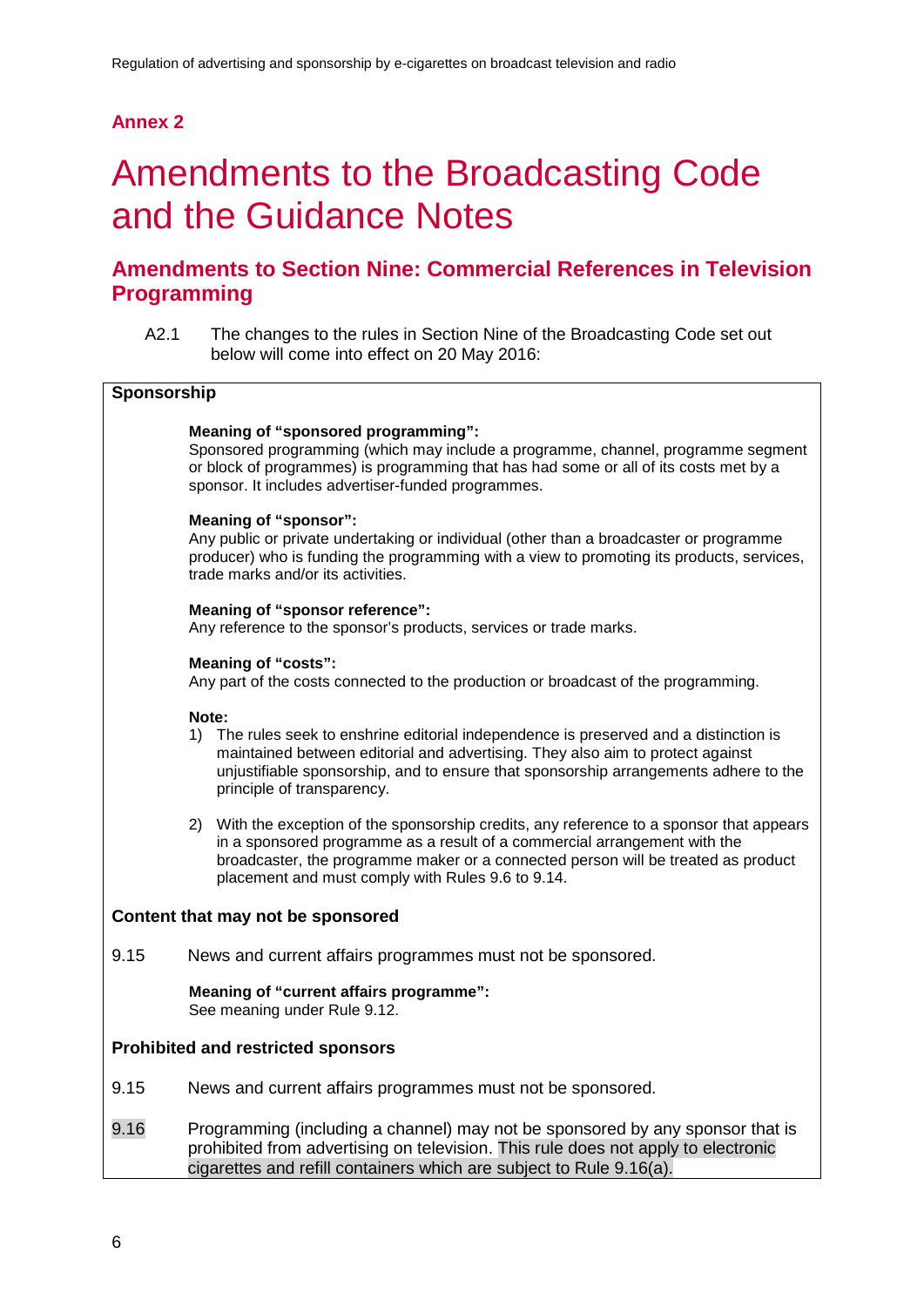## Annex 2

# Amendments to the Broadcasting Code and the Guidance Notes

## Amendments to Section Nine: Commercial References in Television Programming

A2.1 The changes to the rules in Section Nine of the Broadcasting Code set out below will come into effect on 20 May 2016:

### Sponsorship

**Meaning of "sponsored programming":**
Sponsored programming (which may include a programme, channel, programme segment or block of programmes) is programming that has had some or all of its costs met by a sponsor. It includes advertiser-funded programmes.

**Meaning of "sponsor":**
Any public or private undertaking or individual (other than a broadcaster or programme producer) who is funding the programming with a view to promoting its products, services, trade marks and/or its activities.

**Meaning of "sponsor reference":**
Any reference to the sponsor's products, services or trade marks.

**Meaning of "costs":**
Any part of the costs connected to the production or broadcast of the programming.

**Note:**

1) The rules seek to enshrine editorial independence is preserved and a distinction is maintained between editorial and advertising. They also aim to protect against unjustifiable sponsorship, and to ensure that sponsorship arrangements adhere to the principle of transparency.

2) With the exception of the sponsorship credits, any reference to a sponsor that appears in a sponsored programme as a result of a commercial arrangement with the broadcaster, the programme maker or a connected person will be treated as product placement and must comply with Rules 9.6 to 9.14.

### Content that may not be sponsored

9.15 News and current affairs programmes must not be sponsored.

**Meaning of "current affairs programme":**
See meaning under Rule 9.12.

### Prohibited and restricted sponsors

9.15 News and current affairs programmes must not be sponsored.

9.16 Programming (including a channel) may not be sponsored by any sponsor that is prohibited from advertising on television. This rule does not apply to electronic cigarettes and refill containers which are subject to Rule 9.16(a).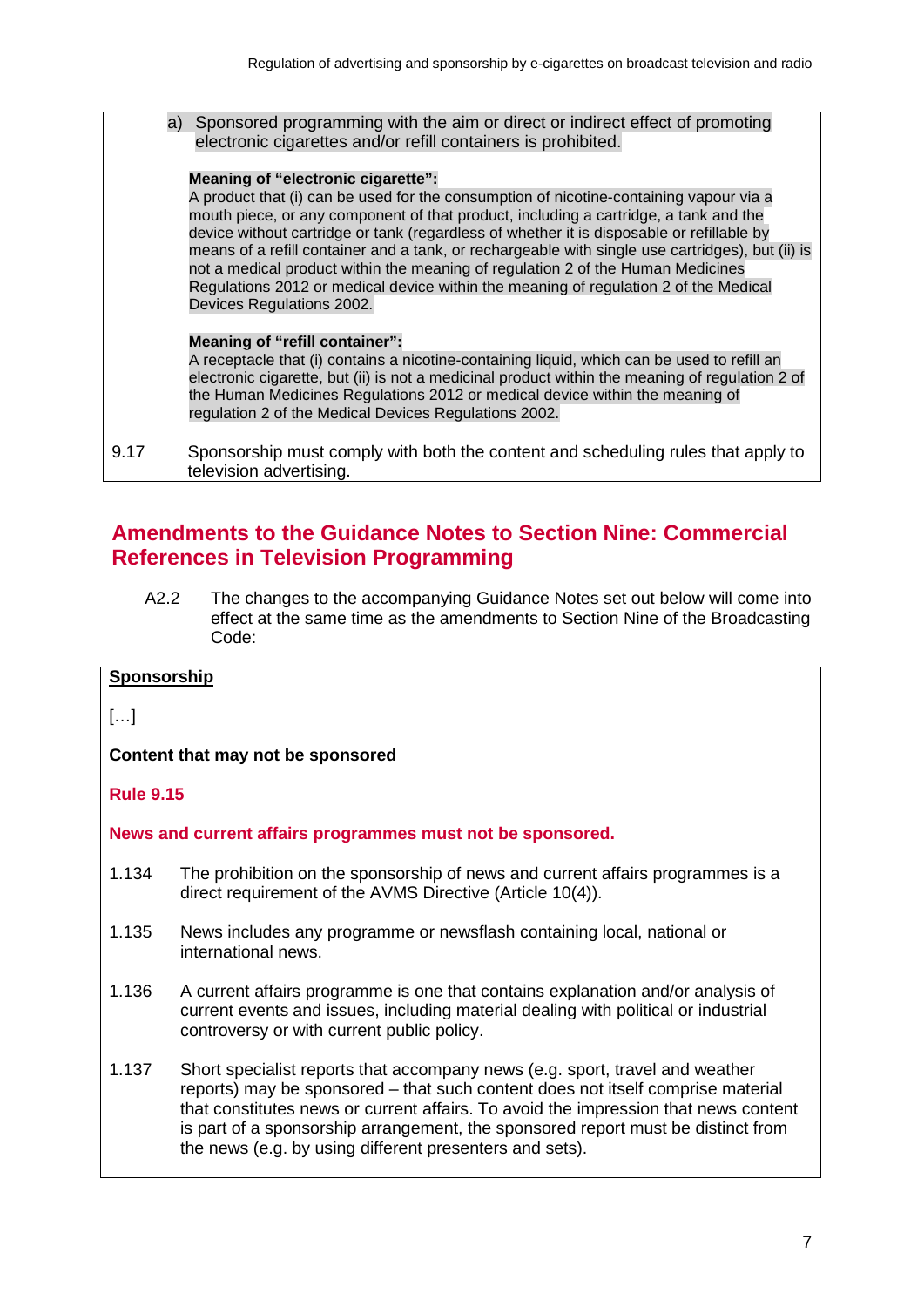a) Sponsored programming with the aim or direct or indirect effect of promoting electronic cigarettes and/or refill containers is prohibited.

**Meaning of "electronic cigarette":**
A product that (i) can be used for the consumption of nicotine-containing vapour via a mouth piece, or any component of that product, including a cartridge, a tank and the device without cartridge or tank (regardless of whether it is disposable or refillable by means of a refill container and a tank, or rechargeable with single use cartridges), but (ii) is not a medical product within the meaning of regulation 2 of the Human Medicines Regulations 2012 or medical device within the meaning of regulation 2 of the Medical Devices Regulations 2002.

**Meaning of "refill container":**
A receptacle that (i) contains a nicotine-containing liquid, which can be used to refill an electronic cigarette, but (ii) is not a medicinal product within the meaning of regulation 2 of the Human Medicines Regulations 2012 or medical device within the meaning of regulation 2 of the Medical Devices Regulations 2002.

9.17 Sponsorship must comply with both the content and scheduling rules that apply to television advertising.

## Amendments to the Guidance Notes to Section Nine: Commercial References in Television Programming

A2.2 The changes to the accompanying Guidance Notes set out below will come into effect at the same time as the amendments to Section Nine of the Broadcasting Code:

**Sponsorship**

[…]

**Content that may not be sponsored**

**Rule 9.15**

**News and current affairs programmes must not be sponsored.**

1.134 The prohibition on the sponsorship of news and current affairs programmes is a direct requirement of the AVMS Directive (Article 10(4)).

1.135 News includes any programme or newsflash containing local, national or international news.

1.136 A current affairs programme is one that contains explanation and/or analysis of current events and issues, including material dealing with political or industrial controversy or with current public policy.

1.137 Short specialist reports that accompany news (e.g. sport, travel and weather reports) may be sponsored – that such content does not itself comprise material that constitutes news or current affairs. To avoid the impression that news content is part of a sponsorship arrangement, the sponsored report must be distinct from the news (e.g. by using different presenters and sets).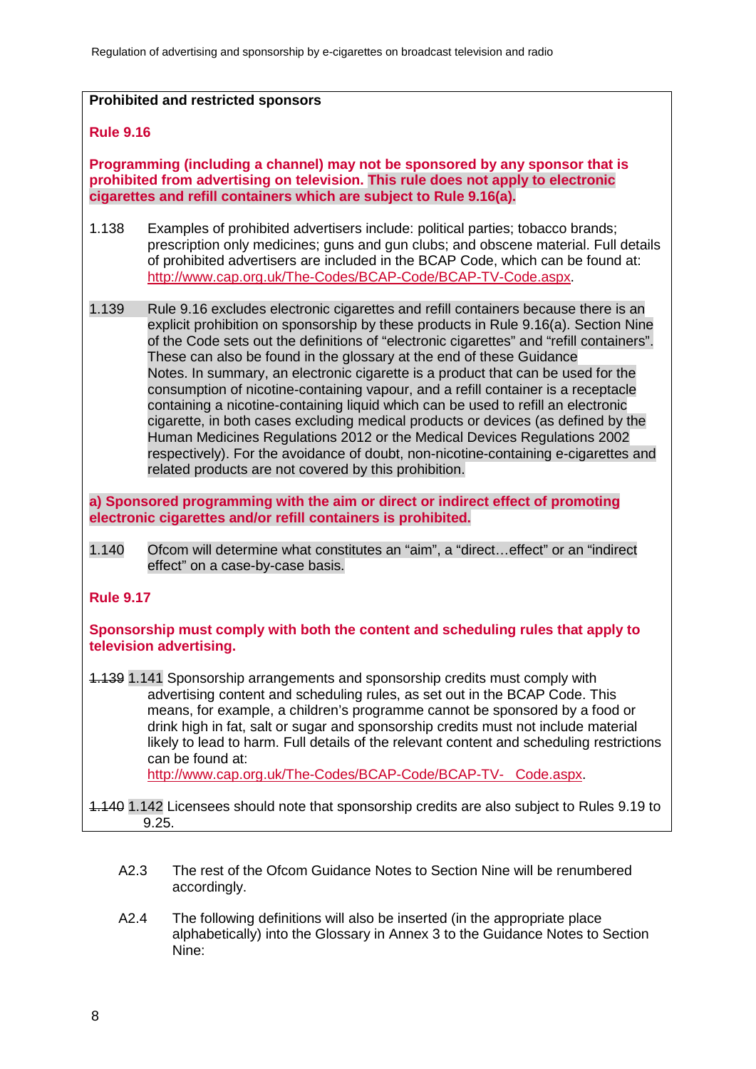**Prohibited and restricted sponsors**

**Rule 9.16**

**Programming (including a channel) may not be sponsored by any sponsor that is prohibited from advertising on television. This rule does not apply to electronic cigarettes and refill containers which are subject to Rule 9.16(a).**

1.138 Examples of prohibited advertisers include: political parties; tobacco brands; prescription only medicines; guns and gun clubs; and obscene material. Full details of prohibited advertisers are included in the BCAP Code, which can be found at: http://www.cap.org.uk/The-Codes/BCAP-Code/BCAP-TV-Code.aspx.

1.139 Rule 9.16 excludes electronic cigarettes and refill containers because there is an explicit prohibition on sponsorship by these products in Rule 9.16(a). Section Nine of the Code sets out the definitions of "electronic cigarettes" and "refill containers". These can also be found in the glossary at the end of these Guidance Notes. In summary, an electronic cigarette is a product that can be used for the consumption of nicotine-containing vapour, and a refill container is a receptacle containing a nicotine-containing liquid which can be used to refill an electronic cigarette, in both cases excluding medical products or devices (as defined by the Human Medicines Regulations 2012 or the Medical Devices Regulations 2002 respectively). For the avoidance of doubt, non-nicotine-containing e-cigarettes and related products are not covered by this prohibition.

**a) Sponsored programming with the aim or direct or indirect effect of promoting electronic cigarettes and/or refill containers is prohibited.**

1.140 Ofcom will determine what constitutes an "aim", a "direct…effect" or an "indirect effect" on a case-by-case basis.

**Rule 9.17**

**Sponsorship must comply with both the content and scheduling rules that apply to television advertising.**

~~1.139~~ 1.141 Sponsorship arrangements and sponsorship credits must comply with advertising content and scheduling rules, as set out in the BCAP Code. This means, for example, a children's programme cannot be sponsored by a food or drink high in fat, salt or sugar and sponsorship credits must not include material likely to lead to harm. Full details of the relevant content and scheduling restrictions can be found at: http://www.cap.org.uk/The-Codes/BCAP-Code/BCAP-TV- Code.aspx.

~~1.140~~ 1.142 Licensees should note that sponsorship credits are also subject to Rules 9.19 to 9.25.

A2.3 The rest of the Ofcom Guidance Notes to Section Nine will be renumbered accordingly.

A2.4 The following definitions will also be inserted (in the appropriate place alphabetically) into the Glossary in Annex 3 to the Guidance Notes to Section Nine: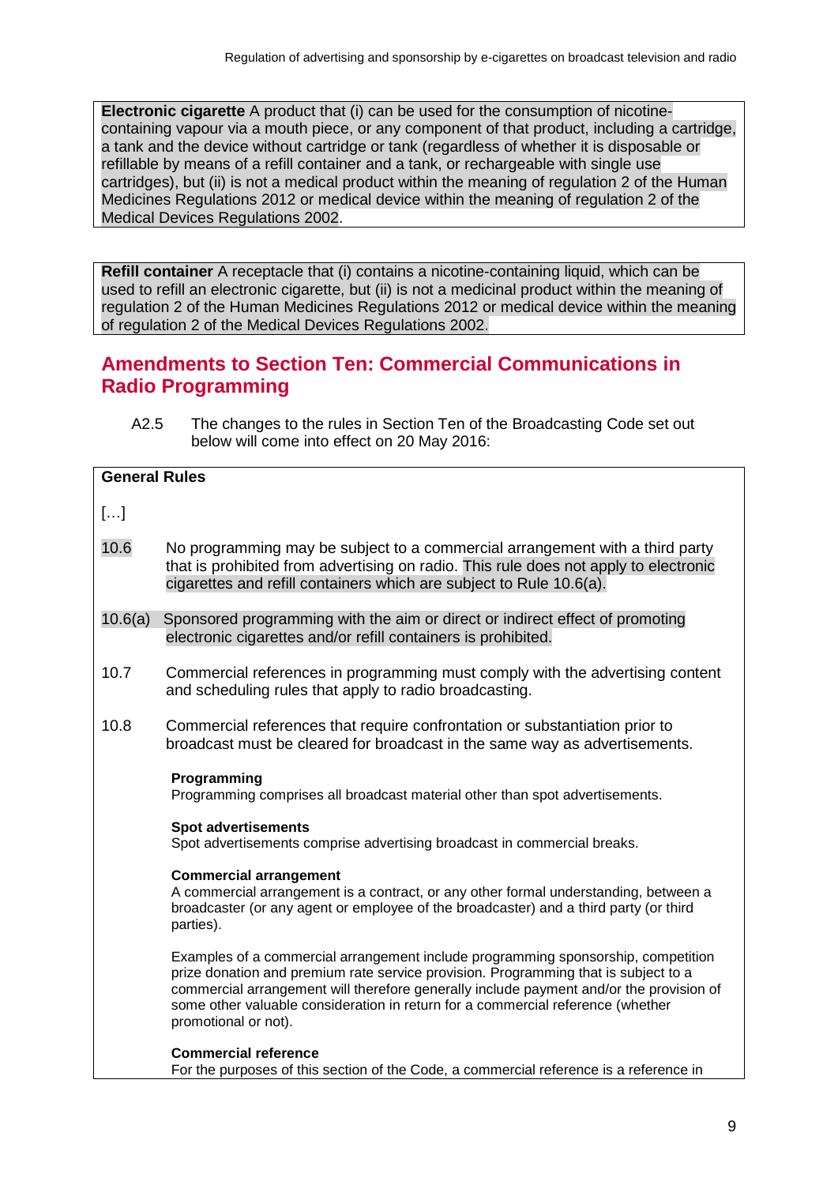**Electronic cigarette** A product that (i) can be used for the consumption of nicotine-containing vapour via a mouth piece, or any component of that product, including a cartridge, a tank and the device without cartridge or tank (regardless of whether it is disposable or refillable by means of a refill container and a tank, or rechargeable with single use cartridges), but (ii) is not a medical product within the meaning of regulation 2 of the Human Medicines Regulations 2012 or medical device within the meaning of regulation 2 of the Medical Devices Regulations 2002.

**Refill container** A receptacle that (i) contains a nicotine-containing liquid, which can be used to refill an electronic cigarette, but (ii) is not a medicinal product within the meaning of regulation 2 of the Human Medicines Regulations 2012 or medical device within the meaning of regulation 2 of the Medical Devices Regulations 2002.

## Amendments to Section Ten: Commercial Communications in Radio Programming

A2.5 The changes to the rules in Section Ten of the Broadcasting Code set out below will come into effect on 20 May 2016:

**General Rules**

[…]

10.6 No programming may be subject to a commercial arrangement with a third party that is prohibited from advertising on radio. This rule does not apply to electronic cigarettes and refill containers which are subject to Rule 10.6(a).

10.6(a) Sponsored programming with the aim or direct or indirect effect of promoting electronic cigarettes and/or refill containers is prohibited.

10.7 Commercial references in programming must comply with the advertising content and scheduling rules that apply to radio broadcasting.

10.8 Commercial references that require confrontation or substantiation prior to broadcast must be cleared for broadcast in the same way as advertisements.

**Programming**
Programming comprises all broadcast material other than spot advertisements.

**Spot advertisements**
Spot advertisements comprise advertising broadcast in commercial breaks.

**Commercial arrangement**
A commercial arrangement is a contract, or any other formal understanding, between a broadcaster (or any agent or employee of the broadcaster) and a third party (or third parties).

Examples of a commercial arrangement include programming sponsorship, competition prize donation and premium rate service provision. Programming that is subject to a commercial arrangement will therefore generally include payment and/or the provision of some other valuable consideration in return for a commercial reference (whether promotional or not).

**Commercial reference**
For the purposes of this section of the Code, a commercial reference is a reference in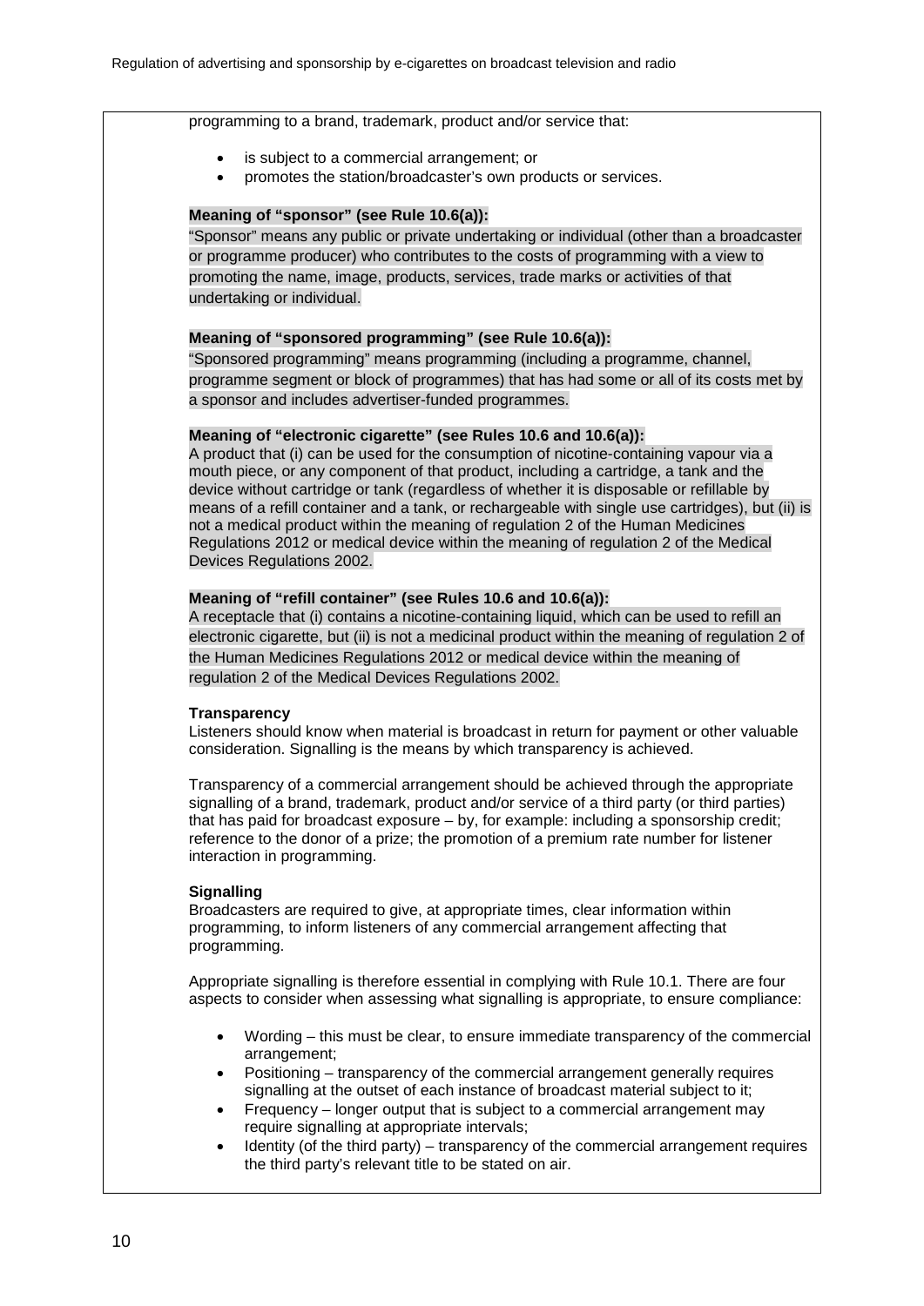programming to a brand, trademark, product and/or service that:

- is subject to a commercial arrangement; or
- promotes the station/broadcaster's own products or services.

**Meaning of "sponsor" (see Rule 10.6(a)):**

"Sponsor" means any public or private undertaking or individual (other than a broadcaster or programme producer) who contributes to the costs of programming with a view to promoting the name, image, products, services, trade marks or activities of that undertaking or individual.

**Meaning of "sponsored programming" (see Rule 10.6(a)):**

"Sponsored programming" means programming (including a programme, channel, programme segment or block of programmes) that has had some or all of its costs met by a sponsor and includes advertiser-funded programmes.

**Meaning of "electronic cigarette" (see Rules 10.6 and 10.6(a)):**

A product that (i) can be used for the consumption of nicotine-containing vapour via a mouth piece, or any component of that product, including a cartridge, a tank and the device without cartridge or tank (regardless of whether it is disposable or refillable by means of a refill container and a tank, or rechargeable with single use cartridges), but (ii) is not a medical product within the meaning of regulation 2 of the Human Medicines Regulations 2012 or medical device within the meaning of regulation 2 of the Medical Devices Regulations 2002.

**Meaning of "refill container" (see Rules 10.6 and 10.6(a)):**

A receptacle that (i) contains a nicotine-containing liquid, which can be used to refill an electronic cigarette, but (ii) is not a medicinal product within the meaning of regulation 2 of the Human Medicines Regulations 2012 or medical device within the meaning of regulation 2 of the Medical Devices Regulations 2002.

**Transparency**

Listeners should know when material is broadcast in return for payment or other valuable consideration. Signalling is the means by which transparency is achieved.

Transparency of a commercial arrangement should be achieved through the appropriate signalling of a brand, trademark, product and/or service of a third party (or third parties) that has paid for broadcast exposure – by, for example: including a sponsorship credit; reference to the donor of a prize; the promotion of a premium rate number for listener interaction in programming.

**Signalling**

Broadcasters are required to give, at appropriate times, clear information within programming, to inform listeners of any commercial arrangement affecting that programming.

Appropriate signalling is therefore essential in complying with Rule 10.1. There are four aspects to consider when assessing what signalling is appropriate, to ensure compliance:

- Wording – this must be clear, to ensure immediate transparency of the commercial arrangement;
- Positioning – transparency of the commercial arrangement generally requires signalling at the outset of each instance of broadcast material subject to it;
- Frequency – longer output that is subject to a commercial arrangement may require signalling at appropriate intervals;
- Identity (of the third party) – transparency of the commercial arrangement requires the third party's relevant title to be stated on air.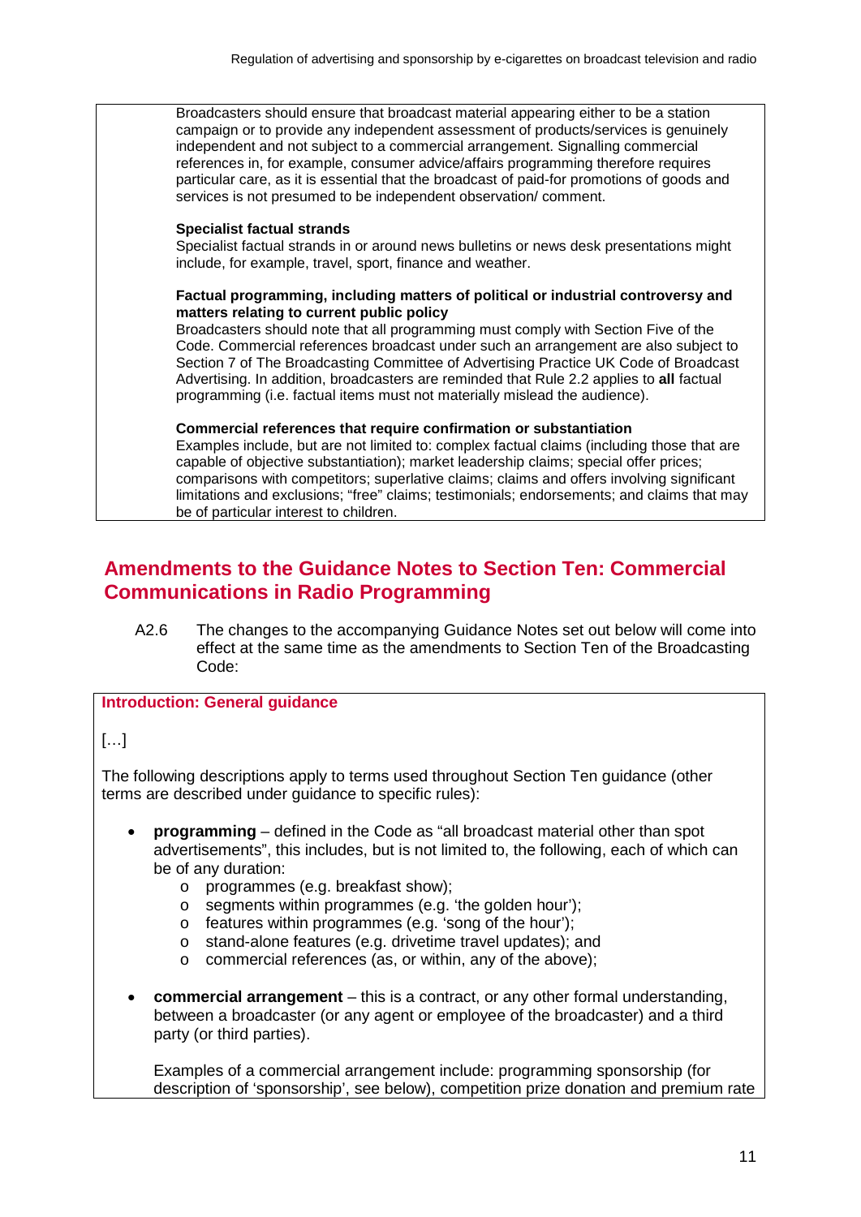Broadcasters should ensure that broadcast material appearing either to be a station campaign or to provide any independent assessment of products/services is genuinely independent and not subject to a commercial arrangement. Signalling commercial references in, for example, consumer advice/affairs programming therefore requires particular care, as it is essential that the broadcast of paid-for promotions of goods and services is not presumed to be independent observation/ comment.

**Specialist factual strands**

Specialist factual strands in or around news bulletins or news desk presentations might include, for example, travel, sport, finance and weather.

**Factual programming, including matters of political or industrial controversy and matters relating to current public policy**

Broadcasters should note that all programming must comply with Section Five of the Code. Commercial references broadcast under such an arrangement are also subject to Section 7 of The Broadcasting Committee of Advertising Practice UK Code of Broadcast Advertising. In addition, broadcasters are reminded that Rule 2.2 applies to **all** factual programming (i.e. factual items must not materially mislead the audience).

**Commercial references that require confirmation or substantiation**

Examples include, but are not limited to: complex factual claims (including those that are capable of objective substantiation); market leadership claims; special offer prices; comparisons with competitors; superlative claims; claims and offers involving significant limitations and exclusions; "free" claims; testimonials; endorsements; and claims that may be of particular interest to children.

## Amendments to the Guidance Notes to Section Ten: Commercial Communications in Radio Programming

A2.6 The changes to the accompanying Guidance Notes set out below will come into effect at the same time as the amendments to Section Ten of the Broadcasting Code:

**Introduction: General guidance**

[…]

The following descriptions apply to terms used throughout Section Ten guidance (other terms are described under guidance to specific rules):

- **programming** – defined in the Code as "all broadcast material other than spot advertisements", this includes, but is not limited to, the following, each of which can be of any duration:
  - programmes (e.g. breakfast show);
  - segments within programmes (e.g. 'the golden hour');
  - features within programmes (e.g. 'song of the hour');
  - stand-alone features (e.g. drivetime travel updates); and
  - commercial references (as, or within, any of the above);
- **commercial arrangement** – this is a contract, or any other formal understanding, between a broadcaster (or any agent or employee of the broadcaster) and a third party (or third parties).

  Examples of a commercial arrangement include: programming sponsorship (for description of 'sponsorship', see below), competition prize donation and premium rate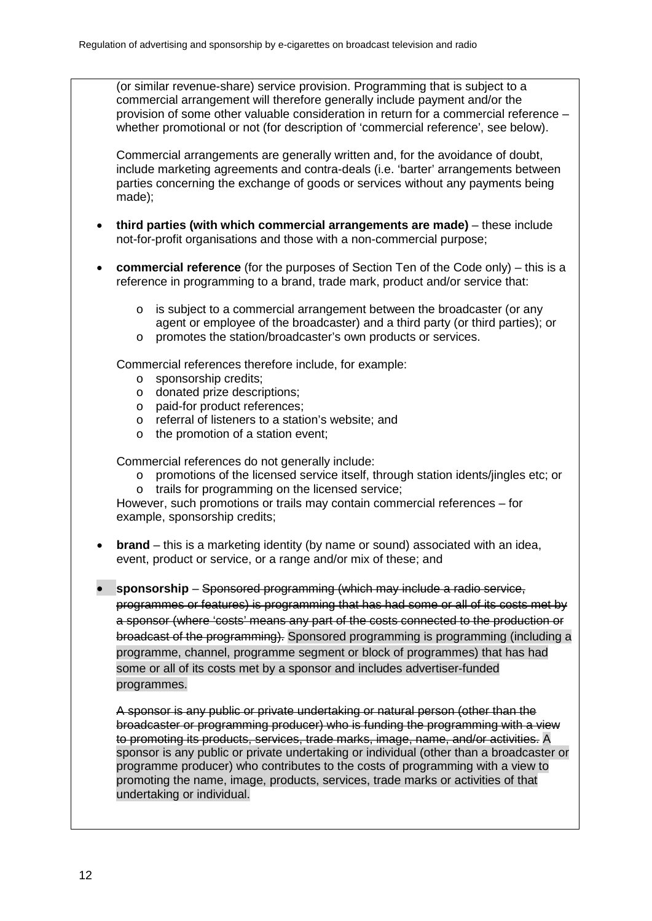(or similar revenue-share) service provision. Programming that is subject to a commercial arrangement will therefore generally include payment and/or the provision of some other valuable consideration in return for a commercial reference – whether promotional or not (for description of 'commercial reference', see below).

Commercial arrangements are generally written and, for the avoidance of doubt, include marketing agreements and contra-deals (i.e. 'barter' arrangements between parties concerning the exchange of goods or services without any payments being made);

- **third parties (with which commercial arrangements are made)** – these include not-for-profit organisations and those with a non-commercial purpose;

- **commercial reference** (for the purposes of Section Ten of the Code only) – this is a reference in programming to a brand, trade mark, product and/or service that:

    - is subject to a commercial arrangement between the broadcaster (or any agent or employee of the broadcaster) and a third party (or third parties); or
    - promotes the station/broadcaster's own products or services.

  Commercial references therefore include, for example:
    - sponsorship credits;
    - donated prize descriptions;
    - paid-for product references;
    - referral of listeners to a station's website; and
    - the promotion of a station event;

  Commercial references do not generally include:
    - promotions of the licensed service itself, through station idents/jingles etc; or
    - trails for programming on the licensed service;

  However, such promotions or trails may contain commercial references – for example, sponsorship credits;

- **brand** – this is a marketing identity (by name or sound) associated with an idea, event, product or service, or a range and/or mix of these; and

- **sponsorship** – ~~Sponsored programming (which may include a radio service, programmes or features) is programming that has had some or all of its costs met by a sponsor (where 'costs' means any part of the costs connected to the production or broadcast of the programming).~~ Sponsored programming is programming (including a programme, channel, programme segment or block of programmes) that has had some or all of its costs met by a sponsor and includes advertiser-funded programmes.

  ~~A sponsor is any public or private undertaking or natural person (other than the broadcaster or programming producer) who is funding the programming with a view to promoting its products, services, trade marks, image, name, and/or activities.~~ A sponsor is any public or private undertaking or individual (other than a broadcaster or programme producer) who contributes to the costs of programming with a view to promoting the name, image, products, services, trade marks or activities of that undertaking or individual.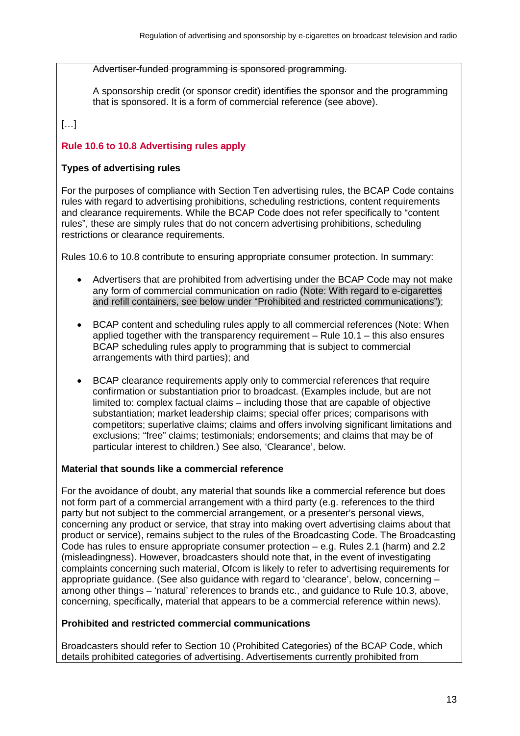~~Advertiser-funded programming is sponsored programming.~~

A sponsorship credit (or sponsor credit) identifies the sponsor and the programming that is sponsored. It is a form of commercial reference (see above).

[…]

**Rule 10.6 to 10.8 Advertising rules apply**

**Types of advertising rules**

For the purposes of compliance with Section Ten advertising rules, the BCAP Code contains rules with regard to advertising prohibitions, scheduling restrictions, content requirements and clearance requirements. While the BCAP Code does not refer specifically to "content rules", these are simply rules that do not concern advertising prohibitions, scheduling restrictions or clearance requirements.

Rules 10.6 to 10.8 contribute to ensuring appropriate consumer protection. In summary:

- Advertisers that are prohibited from advertising under the BCAP Code may not make any form of commercial communication on radio (Note: With regard to e-cigarettes and refill containers, see below under "Prohibited and restricted communications");

- BCAP content and scheduling rules apply to all commercial references (Note: When applied together with the transparency requirement – Rule 10.1 – this also ensures BCAP scheduling rules apply to programming that is subject to commercial arrangements with third parties); and

- BCAP clearance requirements apply only to commercial references that require confirmation or substantiation prior to broadcast. (Examples include, but are not limited to: complex factual claims – including those that are capable of objective substantiation; market leadership claims; special offer prices; comparisons with competitors; superlative claims; claims and offers involving significant limitations and exclusions; "free" claims; testimonials; endorsements; and claims that may be of particular interest to children.) See also, 'Clearance', below.

**Material that sounds like a commercial reference**

For the avoidance of doubt, any material that sounds like a commercial reference but does not form part of a commercial arrangement with a third party (e.g. references to the third party but not subject to the commercial arrangement, or a presenter's personal views, concerning any product or service, that stray into making overt advertising claims about that product or service), remains subject to the rules of the Broadcasting Code. The Broadcasting Code has rules to ensure appropriate consumer protection – e.g. Rules 2.1 (harm) and 2.2 (misleadingness). However, broadcasters should note that, in the event of investigating complaints concerning such material, Ofcom is likely to refer to advertising requirements for appropriate guidance. (See also guidance with regard to 'clearance', below, concerning – among other things – 'natural' references to brands etc., and guidance to Rule 10.3, above, concerning, specifically, material that appears to be a commercial reference within news).

**Prohibited and restricted commercial communications**

Broadcasters should refer to Section 10 (Prohibited Categories) of the BCAP Code, which details prohibited categories of advertising. Advertisements currently prohibited from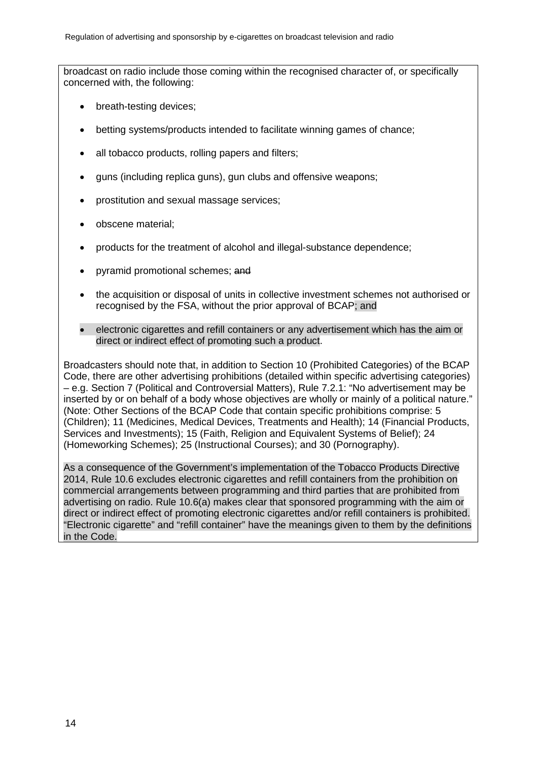broadcast on radio include those coming within the recognised character of, or specifically concerned with, the following:

- breath-testing devices;
- betting systems/products intended to facilitate winning games of chance;
- all tobacco products, rolling papers and filters;
- guns (including replica guns), gun clubs and offensive weapons;
- prostitution and sexual massage services;
- obscene material;
- products for the treatment of alcohol and illegal-substance dependence;
- pyramid promotional schemes; ~~and~~
- the acquisition or disposal of units in collective investment schemes not authorised or recognised by the FSA, without the prior approval of BCAP; and
- electronic cigarettes and refill containers or any advertisement which has the aim or direct or indirect effect of promoting such a product.

Broadcasters should note that, in addition to Section 10 (Prohibited Categories) of the BCAP Code, there are other advertising prohibitions (detailed within specific advertising categories) – e.g. Section 7 (Political and Controversial Matters), Rule 7.2.1: "No advertisement may be inserted by or on behalf of a body whose objectives are wholly or mainly of a political nature." (Note: Other Sections of the BCAP Code that contain specific prohibitions comprise: 5 (Children); 11 (Medicines, Medical Devices, Treatments and Health); 14 (Financial Products, Services and Investments); 15 (Faith, Religion and Equivalent Systems of Belief); 24 (Homeworking Schemes); 25 (Instructional Courses); and 30 (Pornography).

As a consequence of the Government's implementation of the Tobacco Products Directive 2014, Rule 10.6 excludes electronic cigarettes and refill containers from the prohibition on commercial arrangements between programming and third parties that are prohibited from advertising on radio. Rule 10.6(a) makes clear that sponsored programming with the aim or direct or indirect effect of promoting electronic cigarettes and/or refill containers is prohibited. "Electronic cigarette" and "refill container" have the meanings given to them by the definitions in the Code.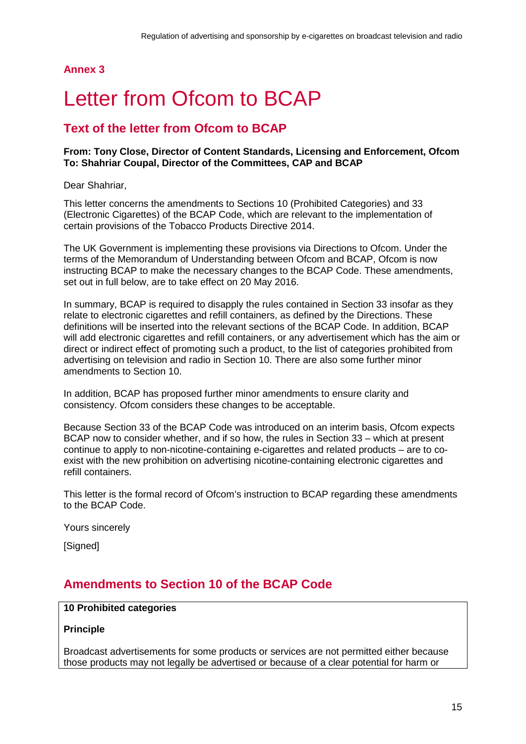## Annex 3

# Letter from Ofcom to BCAP

## Text of the letter from Ofcom to BCAP

**From: Tony Close, Director of Content Standards, Licensing and Enforcement, Ofcom**
**To: Shahriar Coupal, Director of the Committees, CAP and BCAP**

Dear Shahriar,

This letter concerns the amendments to Sections 10 (Prohibited Categories) and 33 (Electronic Cigarettes) of the BCAP Code, which are relevant to the implementation of certain provisions of the Tobacco Products Directive 2014.

The UK Government is implementing these provisions via Directions to Ofcom. Under the terms of the Memorandum of Understanding between Ofcom and BCAP, Ofcom is now instructing BCAP to make the necessary changes to the BCAP Code. These amendments, set out in full below, are to take effect on 20 May 2016.

In summary, BCAP is required to disapply the rules contained in Section 33 insofar as they relate to electronic cigarettes and refill containers, as defined by the Directions. These definitions will be inserted into the relevant sections of the BCAP Code. In addition, BCAP will add electronic cigarettes and refill containers, or any advertisement which has the aim or direct or indirect effect of promoting such a product, to the list of categories prohibited from advertising on television and radio in Section 10. There are also some further minor amendments to Section 10.

In addition, BCAP has proposed further minor amendments to ensure clarity and consistency. Ofcom considers these changes to be acceptable.

Because Section 33 of the BCAP Code was introduced on an interim basis, Ofcom expects BCAP now to consider whether, and if so how, the rules in Section 33 – which at present continue to apply to non-nicotine-containing e-cigarettes and related products – are to co-exist with the new prohibition on advertising nicotine-containing electronic cigarettes and refill containers.

This letter is the formal record of Ofcom's instruction to BCAP regarding these amendments to the BCAP Code.

Yours sincerely

[Signed]

## Amendments to Section 10 of the BCAP Code

**10 Prohibited categories**

**Principle**

Broadcast advertisements for some products or services are not permitted either because those products may not legally be advertised or because of a clear potential for harm or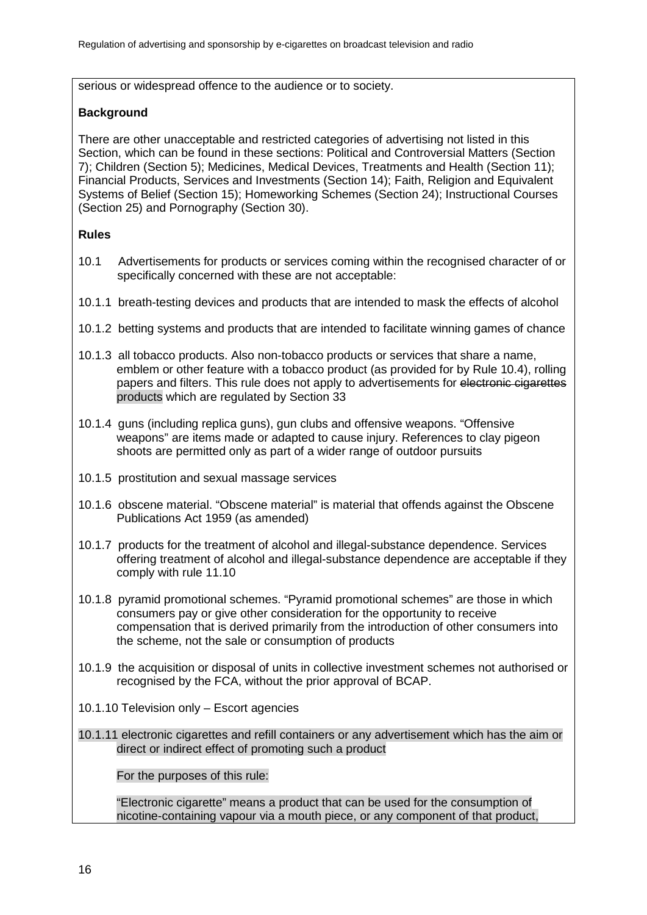serious or widespread offence to the audience or to society.

**Background**

There are other unacceptable and restricted categories of advertising not listed in this Section, which can be found in these sections: Political and Controversial Matters (Section 7); Children (Section 5); Medicines, Medical Devices, Treatments and Health (Section 11); Financial Products, Services and Investments (Section 14); Faith, Religion and Equivalent Systems of Belief (Section 15); Homeworking Schemes (Section 24); Instructional Courses (Section 25) and Pornography (Section 30).

**Rules**

10.1 Advertisements for products or services coming within the recognised character of or specifically concerned with these are not acceptable:

10.1.1 breath-testing devices and products that are intended to mask the effects of alcohol

10.1.2 betting systems and products that are intended to facilitate winning games of chance

10.1.3 all tobacco products. Also non-tobacco products or services that share a name, emblem or other feature with a tobacco product (as provided for by Rule 10.4), rolling papers and filters. This rule does not apply to advertisements for ~~electronic cigarettes~~ products which are regulated by Section 33

10.1.4 guns (including replica guns), gun clubs and offensive weapons. "Offensive weapons" are items made or adapted to cause injury. References to clay pigeon shoots are permitted only as part of a wider range of outdoor pursuits

10.1.5 prostitution and sexual massage services

10.1.6 obscene material. "Obscene material" is material that offends against the Obscene Publications Act 1959 (as amended)

10.1.7 products for the treatment of alcohol and illegal-substance dependence. Services offering treatment of alcohol and illegal-substance dependence are acceptable if they comply with rule 11.10

10.1.8 pyramid promotional schemes. "Pyramid promotional schemes" are those in which consumers pay or give other consideration for the opportunity to receive compensation that is derived primarily from the introduction of other consumers into the scheme, not the sale or consumption of products

10.1.9 the acquisition or disposal of units in collective investment schemes not authorised or recognised by the FCA, without the prior approval of BCAP.

10.1.10 Television only – Escort agencies

10.1.11 electronic cigarettes and refill containers or any advertisement which has the aim or direct or indirect effect of promoting such a product

For the purposes of this rule:

"Electronic cigarette" means a product that can be used for the consumption of nicotine-containing vapour via a mouth piece, or any component of that product,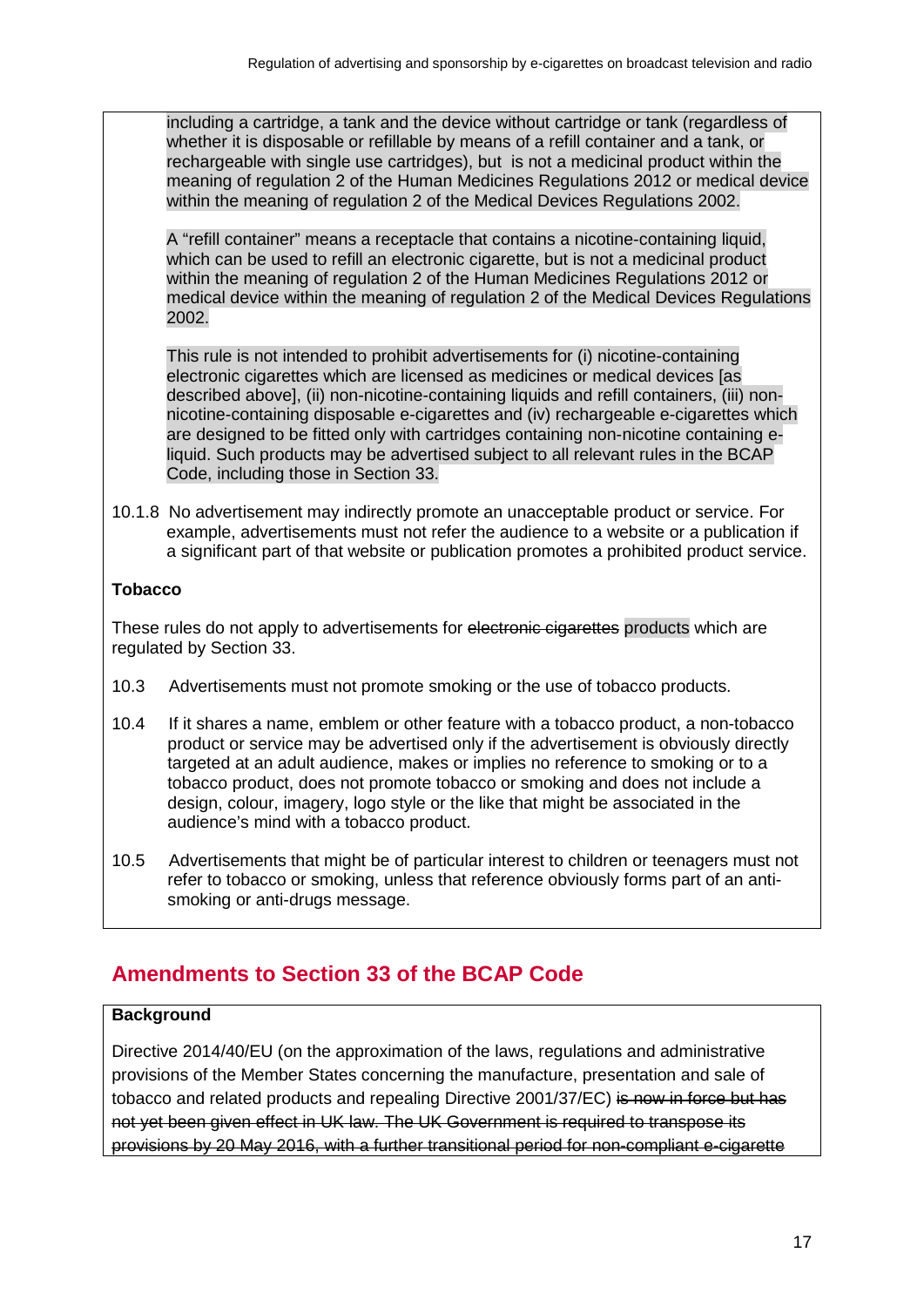including a cartridge, a tank and the device without cartridge or tank (regardless of whether it is disposable or refillable by means of a refill container and a tank, or rechargeable with single use cartridges), but is not a medicinal product within the meaning of regulation 2 of the Human Medicines Regulations 2012 or medical device within the meaning of regulation 2 of the Medical Devices Regulations 2002.

A "refill container" means a receptacle that contains a nicotine-containing liquid, which can be used to refill an electronic cigarette, but is not a medicinal product within the meaning of regulation 2 of the Human Medicines Regulations 2012 or medical device within the meaning of regulation 2 of the Medical Devices Regulations 2002.

This rule is not intended to prohibit advertisements for (i) nicotine-containing electronic cigarettes which are licensed as medicines or medical devices [as described above], (ii) non-nicotine-containing liquids and refill containers, (iii) non-nicotine-containing disposable e-cigarettes and (iv) rechargeable e-cigarettes which are designed to be fitted only with cartridges containing non-nicotine containing e-liquid. Such products may be advertised subject to all relevant rules in the BCAP Code, including those in Section 33.

10.1.8 No advertisement may indirectly promote an unacceptable product or service. For example, advertisements must not refer the audience to a website or a publication if a significant part of that website or publication promotes a prohibited product service.

**Tobacco**

These rules do not apply to advertisements for ~~electronic cigarettes~~ products which are regulated by Section 33.

10.3 Advertisements must not promote smoking or the use of tobacco products.

10.4 If it shares a name, emblem or other feature with a tobacco product, a non-tobacco product or service may be advertised only if the advertisement is obviously directly targeted at an adult audience, makes or implies no reference to smoking or to a tobacco product, does not promote tobacco or smoking and does not include a design, colour, imagery, logo style or the like that might be associated in the audience's mind with a tobacco product.

10.5 Advertisements that might be of particular interest to children or teenagers must not refer to tobacco or smoking, unless that reference obviously forms part of an anti-smoking or anti-drugs message.

## Amendments to Section 33 of the BCAP Code

**Background**

Directive 2014/40/EU (on the approximation of the laws, regulations and administrative provisions of the Member States concerning the manufacture, presentation and sale of tobacco and related products and repealing Directive 2001/37/EC) ~~is now in force but has not yet been given effect in UK law. The UK Government is required to transpose its provisions by 20 May 2016, with a further transitional period for non-compliant e-cigarette~~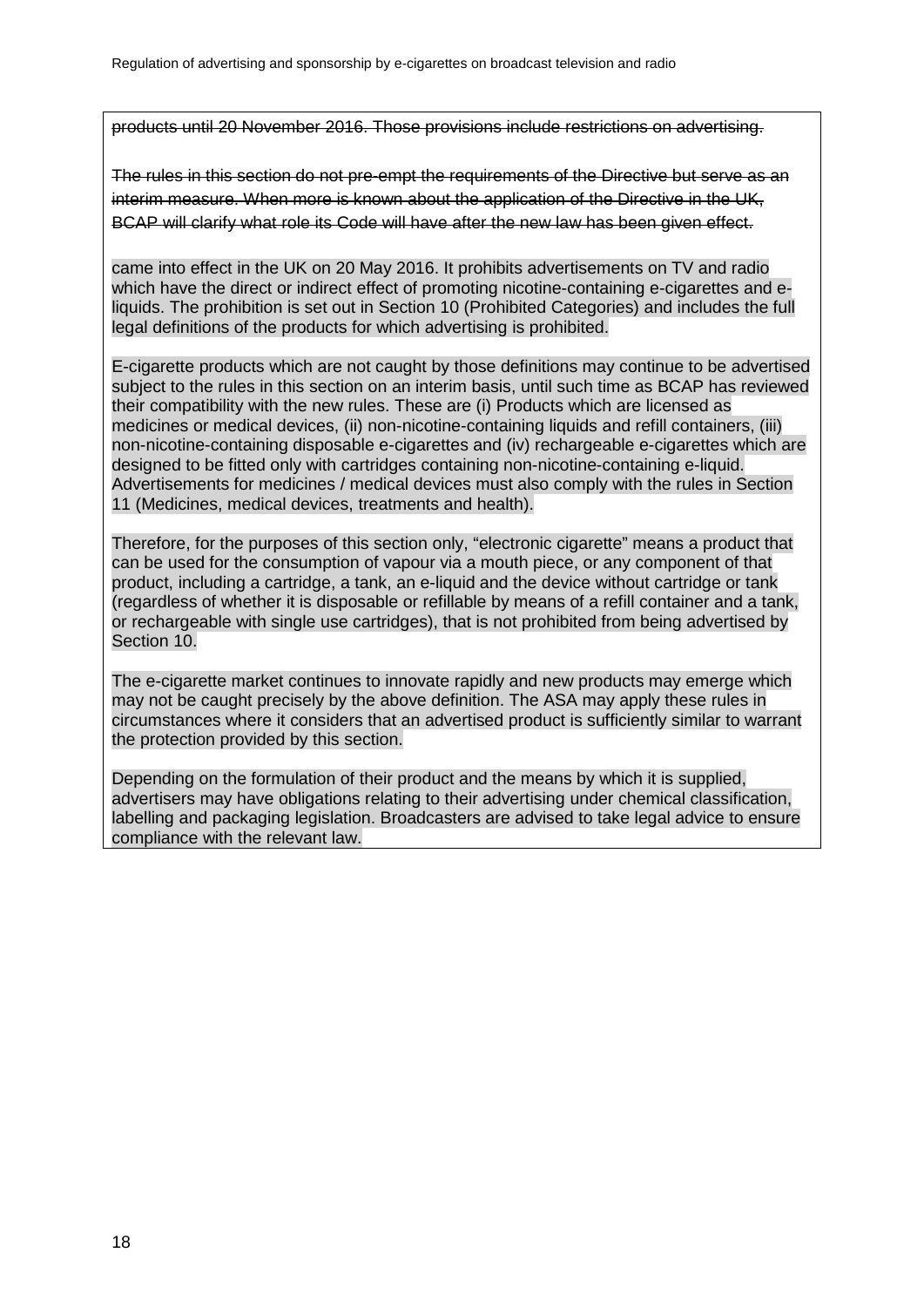~~products until 20 November 2016. Those provisions include restrictions on advertising.~~

~~The rules in this section do not pre-empt the requirements of the Directive but serve as an interim measure. When more is known about the application of the Directive in the UK, BCAP will clarify what role its Code will have after the new law has been given effect.~~

came into effect in the UK on 20 May 2016. It prohibits advertisements on TV and radio which have the direct or indirect effect of promoting nicotine-containing e-cigarettes and e-liquids. The prohibition is set out in Section 10 (Prohibited Categories) and includes the full legal definitions of the products for which advertising is prohibited.

E-cigarette products which are not caught by those definitions may continue to be advertised subject to the rules in this section on an interim basis, until such time as BCAP has reviewed their compatibility with the new rules. These are (i) Products which are licensed as medicines or medical devices, (ii) non-nicotine-containing liquids and refill containers, (iii) non-nicotine-containing disposable e-cigarettes and (iv) rechargeable e-cigarettes which are designed to be fitted only with cartridges containing non-nicotine-containing e-liquid. Advertisements for medicines / medical devices must also comply with the rules in Section 11 (Medicines, medical devices, treatments and health).

Therefore, for the purposes of this section only, "electronic cigarette" means a product that can be used for the consumption of vapour via a mouth piece, or any component of that product, including a cartridge, a tank, an e-liquid and the device without cartridge or tank (regardless of whether it is disposable or refillable by means of a refill container and a tank, or rechargeable with single use cartridges), that is not prohibited from being advertised by Section 10.

The e-cigarette market continues to innovate rapidly and new products may emerge which may not be caught precisely by the above definition. The ASA may apply these rules in circumstances where it considers that an advertised product is sufficiently similar to warrant the protection provided by this section.

Depending on the formulation of their product and the means by which it is supplied, advertisers may have obligations relating to their advertising under chemical classification, labelling and packaging legislation. Broadcasters are advised to take legal advice to ensure compliance with the relevant law.